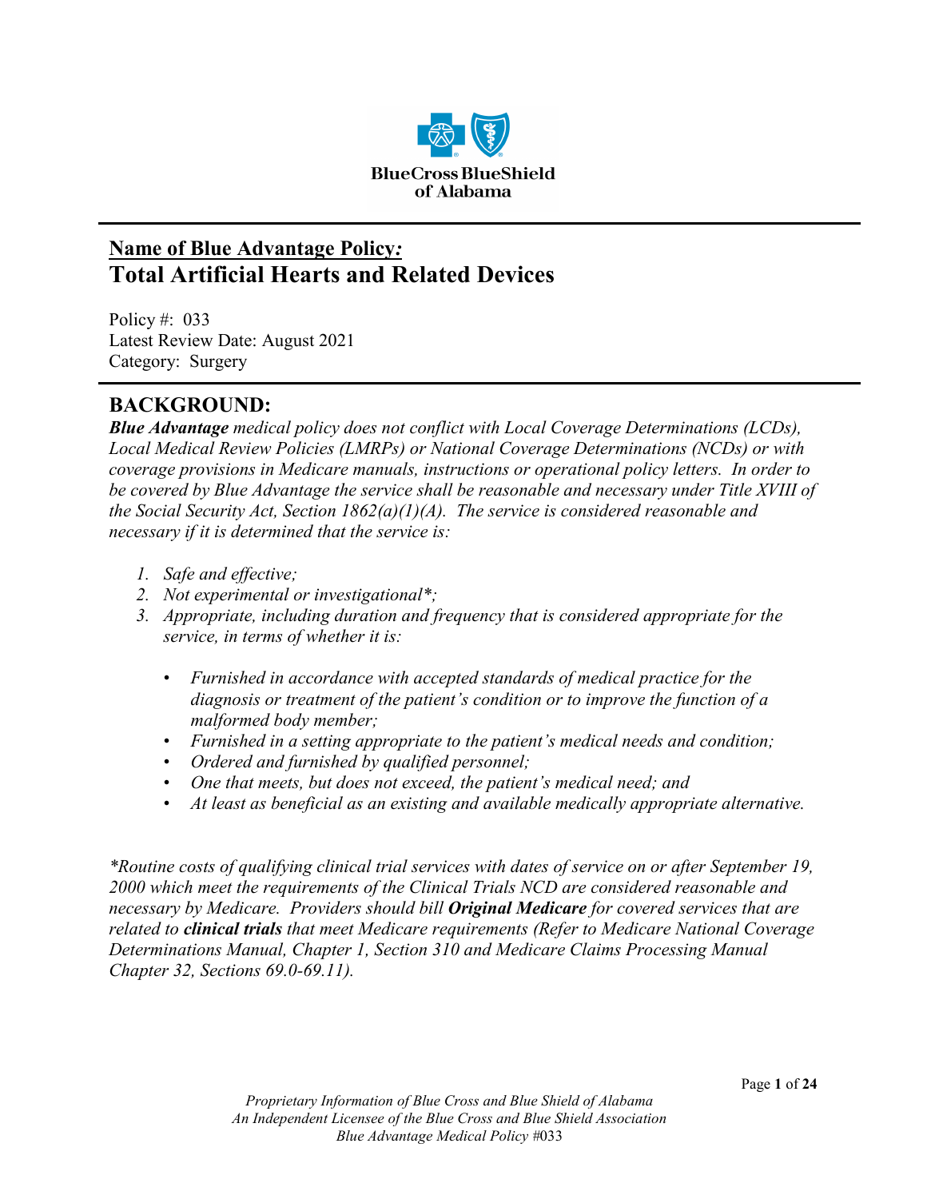BlueCross BlueShield of Alabama

## Name of Blue Advantage Policy*:*
# Total Artificial Hearts and Related Devices

Policy #: 033
Latest Review Date: August 2021
Category: Surgery

## BACKGROUND:

***Blue Advantage*** *medical policy does not conflict with Local Coverage Determinations (LCDs), Local Medical Review Policies (LMRPs) or National Coverage Determinations (NCDs) or with coverage provisions in Medicare manuals, instructions or operational policy letters. In order to be covered by Blue Advantage the service shall be reasonable and necessary under Title XVIII of the Social Security Act, Section 1862(a)(1)(A). The service is considered reasonable and necessary if it is determined that the service is:*

1. *Safe and effective;*
2. *Not experimental or investigational*\*;*
3. *Appropriate, including duration and frequency that is considered appropriate for the service, in terms of whether it is:*
   - *Furnished in accordance with accepted standards of medical practice for the diagnosis or treatment of the patient's condition or to improve the function of a malformed body member;*
   - *Furnished in a setting appropriate to the patient's medical needs and condition;*
   - *Ordered and furnished by qualified personnel;*
   - *One that meets, but does not exceed, the patient's medical need; and*
   - *At least as beneficial as an existing and available medically appropriate alternative.*

*\*Routine costs of qualifying clinical trial services with dates of service on or after September 19, 2000 which meet the requirements of the Clinical Trials NCD are considered reasonable and necessary by Medicare. Providers should bill* ***Original Medicare*** *for covered services that are related to* ***clinical trials*** *that meet Medicare requirements (Refer to Medicare National Coverage Determinations Manual, Chapter 1, Section 310 and Medicare Claims Processing Manual Chapter 32, Sections 69.0-69.11).*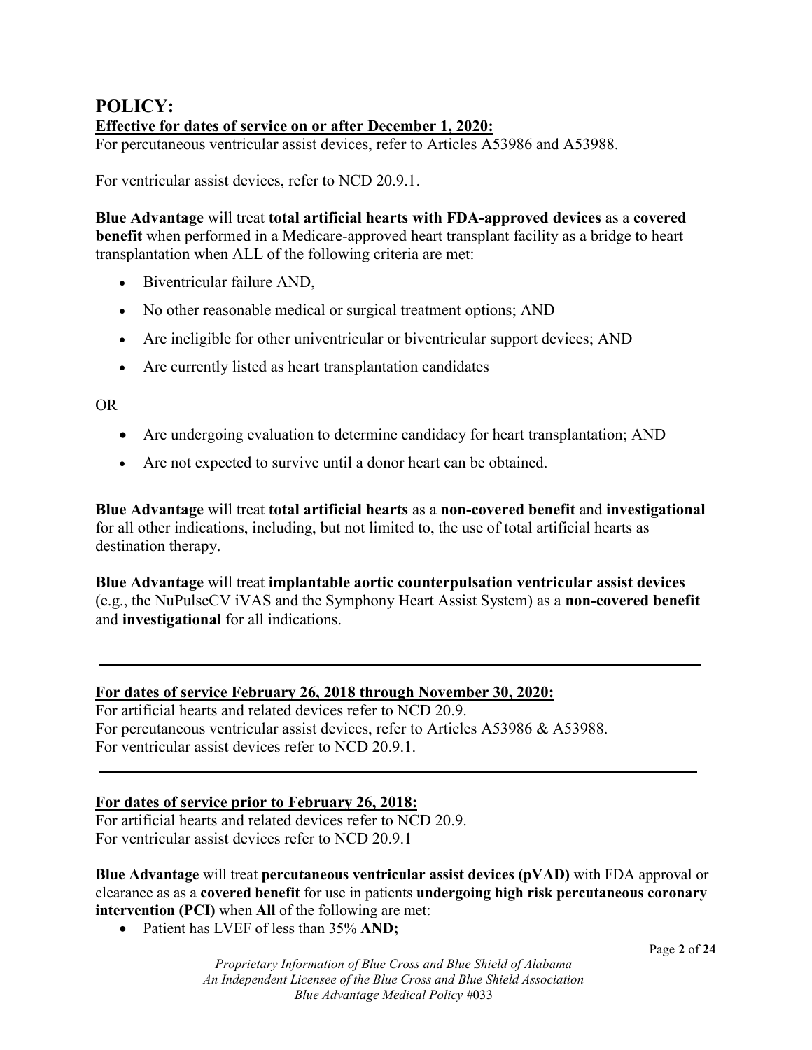## POLICY:

**Effective for dates of service on or after December 1, 2020:**

For percutaneous ventricular assist devices, refer to Articles A53986 and A53988.

For ventricular assist devices, refer to NCD 20.9.1.

**Blue Advantage** will treat **total artificial hearts with FDA-approved devices** as a **covered benefit** when performed in a Medicare-approved heart transplant facility as a bridge to heart transplantation when ALL of the following criteria are met:

- Biventricular failure AND,
- No other reasonable medical or surgical treatment options; AND
- Are ineligible for other univentricular or biventricular support devices; AND
- Are currently listed as heart transplantation candidates

OR

- Are undergoing evaluation to determine candidacy for heart transplantation; AND
- Are not expected to survive until a donor heart can be obtained.

**Blue Advantage** will treat **total artificial hearts** as a **non-covered benefit** and **investigational** for all other indications, including, but not limited to, the use of total artificial hearts as destination therapy.

**Blue Advantage** will treat **implantable aortic counterpulsation ventricular assist devices** (e.g., the NuPulseCV iVAS and the Symphony Heart Assist System) as a **non-covered benefit** and **investigational** for all indications.

---

**For dates of service February 26, 2018 through November 30, 2020:**

For artificial hearts and related devices refer to NCD 20.9.
For percutaneous ventricular assist devices, refer to Articles A53986 & A53988.
For ventricular assist devices refer to NCD 20.9.1.

---

**For dates of service prior to February 26, 2018:**

For artificial hearts and related devices refer to NCD 20.9.
For ventricular assist devices refer to NCD 20.9.1

**Blue Advantage** will treat **percutaneous ventricular assist devices (pVAD)** with FDA approval or clearance as as a **covered benefit** for use in patients **undergoing high risk percutaneous coronary intervention (PCI)** when **All** of the following are met:

- Patient has LVEF of less than 35% **AND;**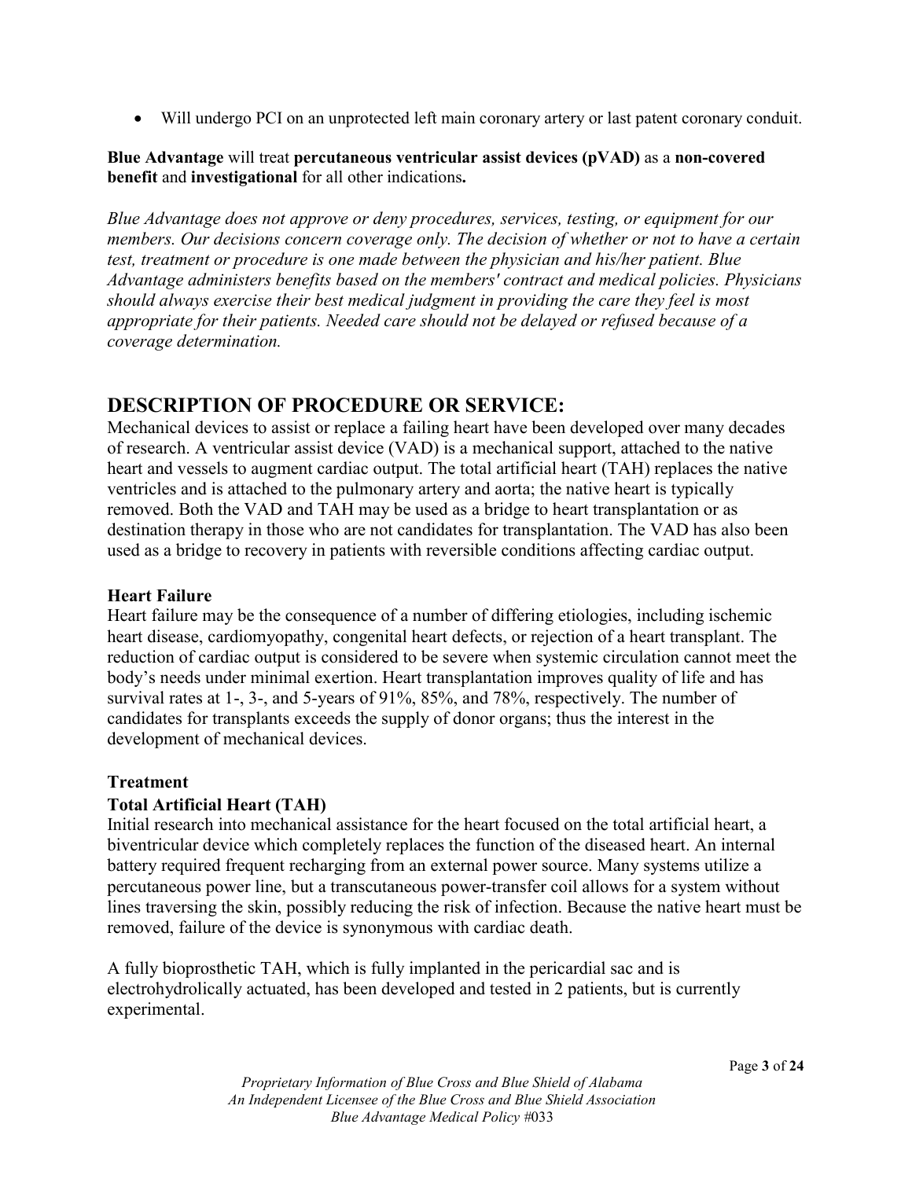- Will undergo PCI on an unprotected left main coronary artery or last patent coronary conduit.

**Blue Advantage** will treat **percutaneous ventricular assist devices (pVAD)** as a **non-covered benefit** and **investigational** for all other indications**.**

*Blue Advantage does not approve or deny procedures, services, testing, or equipment for our members. Our decisions concern coverage only. The decision of whether or not to have a certain test, treatment or procedure is one made between the physician and his/her patient. Blue Advantage administers benefits based on the members' contract and medical policies. Physicians should always exercise their best medical judgment in providing the care they feel is most appropriate for their patients. Needed care should not be delayed or refused because of a coverage determination.*

## DESCRIPTION OF PROCEDURE OR SERVICE:

Mechanical devices to assist or replace a failing heart have been developed over many decades of research. A ventricular assist device (VAD) is a mechanical support, attached to the native heart and vessels to augment cardiac output. The total artificial heart (TAH) replaces the native ventricles and is attached to the pulmonary artery and aorta; the native heart is typically removed. Both the VAD and TAH may be used as a bridge to heart transplantation or as destination therapy in those who are not candidates for transplantation. The VAD has also been used as a bridge to recovery in patients with reversible conditions affecting cardiac output.

### Heart Failure

Heart failure may be the consequence of a number of differing etiologies, including ischemic heart disease, cardiomyopathy, congenital heart defects, or rejection of a heart transplant. The reduction of cardiac output is considered to be severe when systemic circulation cannot meet the body's needs under minimal exertion. Heart transplantation improves quality of life and has survival rates at 1-, 3-, and 5-years of 91%, 85%, and 78%, respectively. The number of candidates for transplants exceeds the supply of donor organs; thus the interest in the development of mechanical devices.

### Treatment

#### Total Artificial Heart (TAH)

Initial research into mechanical assistance for the heart focused on the total artificial heart, a biventricular device which completely replaces the function of the diseased heart. An internal battery required frequent recharging from an external power source. Many systems utilize a percutaneous power line, but a transcutaneous power-transfer coil allows for a system without lines traversing the skin, possibly reducing the risk of infection. Because the native heart must be removed, failure of the device is synonymous with cardiac death.

A fully bioprosthetic TAH, which is fully implanted in the pericardial sac and is electrohydrolically actuated, has been developed and tested in 2 patients, but is currently experimental.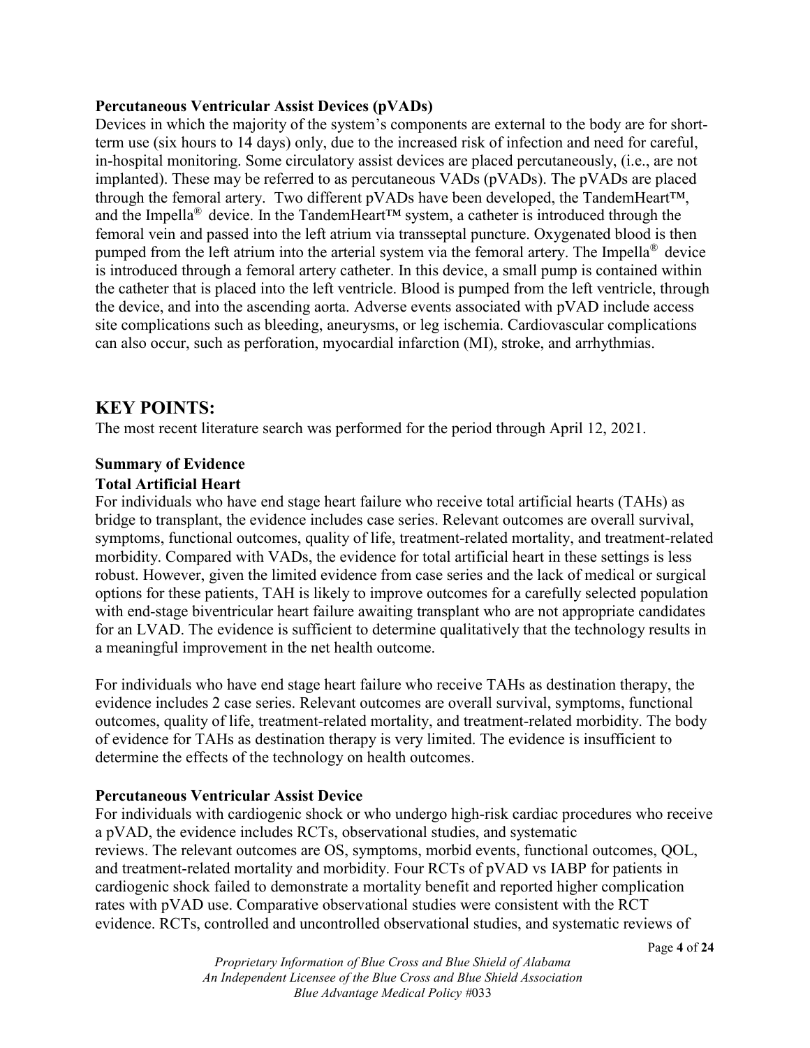**Percutaneous Ventricular Assist Devices (pVADs)**

Devices in which the majority of the system's components are external to the body are for short-term use (six hours to 14 days) only, due to the increased risk of infection and need for careful, in-hospital monitoring. Some circulatory assist devices are placed percutaneously, (i.e., are not implanted). These may be referred to as percutaneous VADs (pVADs). The pVADs are placed through the femoral artery. Two different pVADs have been developed, the TandemHeart™, and the Impella® device. In the TandemHeart™ system, a catheter is introduced through the femoral vein and passed into the left atrium via transseptal puncture. Oxygenated blood is then pumped from the left atrium into the arterial system via the femoral artery. The Impella® device is introduced through a femoral artery catheter. In this device, a small pump is contained within the catheter that is placed into the left ventricle. Blood is pumped from the left ventricle, through the device, and into the ascending aorta. Adverse events associated with pVAD include access site complications such as bleeding, aneurysms, or leg ischemia. Cardiovascular complications can also occur, such as perforation, myocardial infarction (MI), stroke, and arrhythmias.

## KEY POINTS:

The most recent literature search was performed for the period through April 12, 2021.

**Summary of Evidence**

**Total Artificial Heart**

For individuals who have end stage heart failure who receive total artificial hearts (TAHs) as bridge to transplant, the evidence includes case series. Relevant outcomes are overall survival, symptoms, functional outcomes, quality of life, treatment-related mortality, and treatment-related morbidity. Compared with VADs, the evidence for total artificial heart in these settings is less robust. However, given the limited evidence from case series and the lack of medical or surgical options for these patients, TAH is likely to improve outcomes for a carefully selected population with end-stage biventricular heart failure awaiting transplant who are not appropriate candidates for an LVAD. The evidence is sufficient to determine qualitatively that the technology results in a meaningful improvement in the net health outcome.

For individuals who have end stage heart failure who receive TAHs as destination therapy, the evidence includes 2 case series. Relevant outcomes are overall survival, symptoms, functional outcomes, quality of life, treatment-related mortality, and treatment-related morbidity. The body of evidence for TAHs as destination therapy is very limited. The evidence is insufficient to determine the effects of the technology on health outcomes.

**Percutaneous Ventricular Assist Device**

For individuals with cardiogenic shock or who undergo high-risk cardiac procedures who receive a pVAD, the evidence includes RCTs, observational studies, and systematic reviews. The relevant outcomes are OS, symptoms, morbid events, functional outcomes, QOL, and treatment-related mortality and morbidity. Four RCTs of pVAD vs IABP for patients in cardiogenic shock failed to demonstrate a mortality benefit and reported higher complication rates with pVAD use. Comparative observational studies were consistent with the RCT evidence. RCTs, controlled and uncontrolled observational studies, and systematic reviews of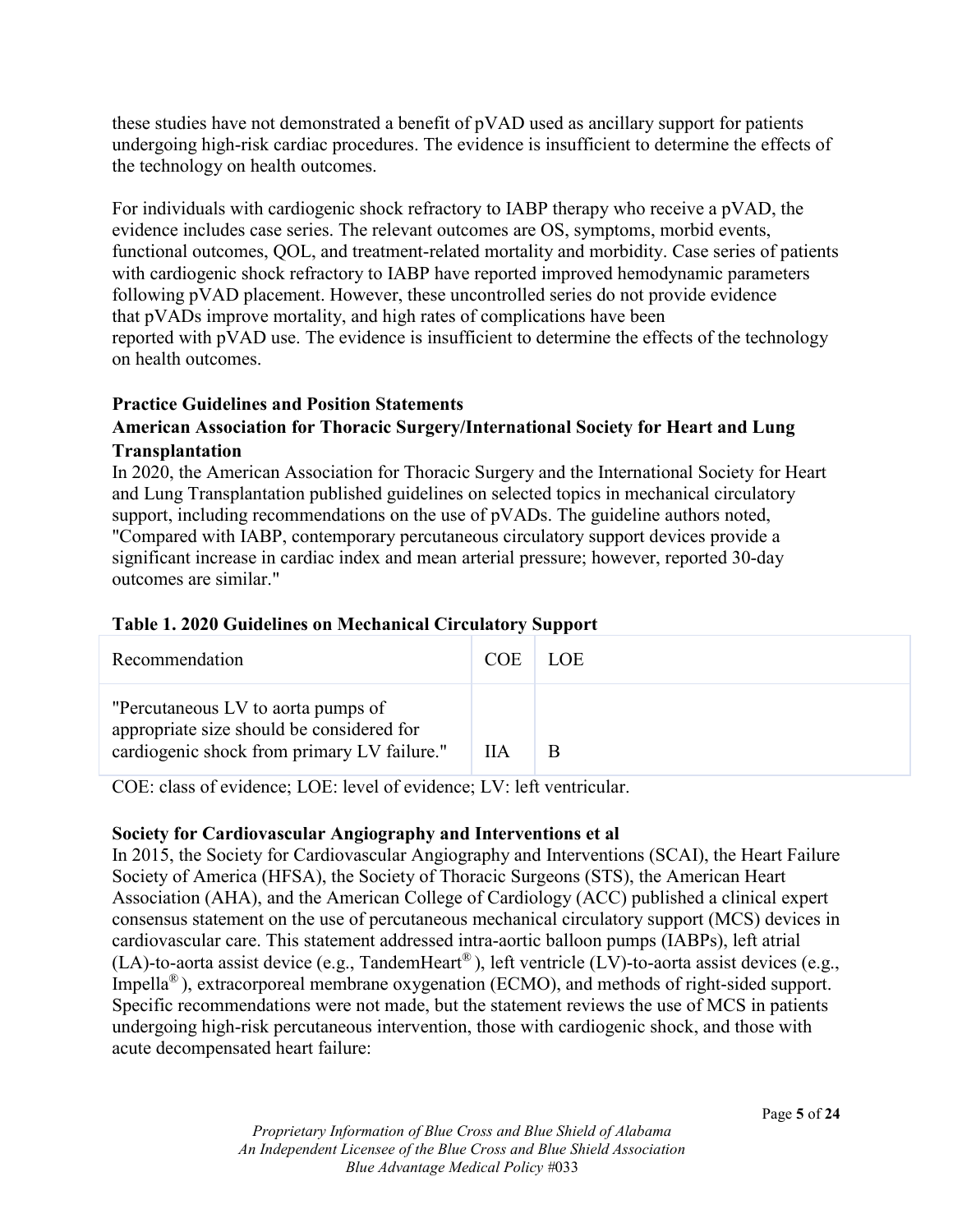these studies have not demonstrated a benefit of pVAD used as ancillary support for patients undergoing high-risk cardiac procedures. The evidence is insufficient to determine the effects of the technology on health outcomes.

For individuals with cardiogenic shock refractory to IABP therapy who receive a pVAD, the evidence includes case series. The relevant outcomes are OS, symptoms, morbid events, functional outcomes, QOL, and treatment-related mortality and morbidity. Case series of patients with cardiogenic shock refractory to IABP have reported improved hemodynamic parameters following pVAD placement. However, these uncontrolled series do not provide evidence that pVADs improve mortality, and high rates of complications have been reported with pVAD use. The evidence is insufficient to determine the effects of the technology on health outcomes.

**Practice Guidelines and Position Statements**

**American Association for Thoracic Surgery/International Society for Heart and Lung Transplantation**

In 2020, the American Association for Thoracic Surgery and the International Society for Heart and Lung Transplantation published guidelines on selected topics in mechanical circulatory support, including recommendations on the use of pVADs. The guideline authors noted, "Compared with IABP, contemporary percutaneous circulatory support devices provide a significant increase in cardiac index and mean arterial pressure; however, reported 30-day outcomes are similar."

**Table 1. 2020 Guidelines on Mechanical Circulatory Support**

| Recommendation | COE | LOE |
| --- | --- | --- |
| "Percutaneous LV to aorta pumps of appropriate size should be considered for cardiogenic shock from primary LV failure." | IIA | B |

COE: class of evidence; LOE: level of evidence; LV: left ventricular.

**Society for Cardiovascular Angiography and Interventions et al**

In 2015, the Society for Cardiovascular Angiography and Interventions (SCAI), the Heart Failure Society of America (HFSA), the Society of Thoracic Surgeons (STS), the American Heart Association (AHA), and the American College of Cardiology (ACC) published a clinical expert consensus statement on the use of percutaneous mechanical circulatory support (MCS) devices in cardiovascular care. This statement addressed intra-aortic balloon pumps (IABPs), left atrial (LA)-to-aorta assist device (e.g., TandemHeart®), left ventricle (LV)-to-aorta assist devices (e.g., Impella®), extracorporeal membrane oxygenation (ECMO), and methods of right-sided support. Specific recommendations were not made, but the statement reviews the use of MCS in patients undergoing high-risk percutaneous intervention, those with cardiogenic shock, and those with acute decompensated heart failure: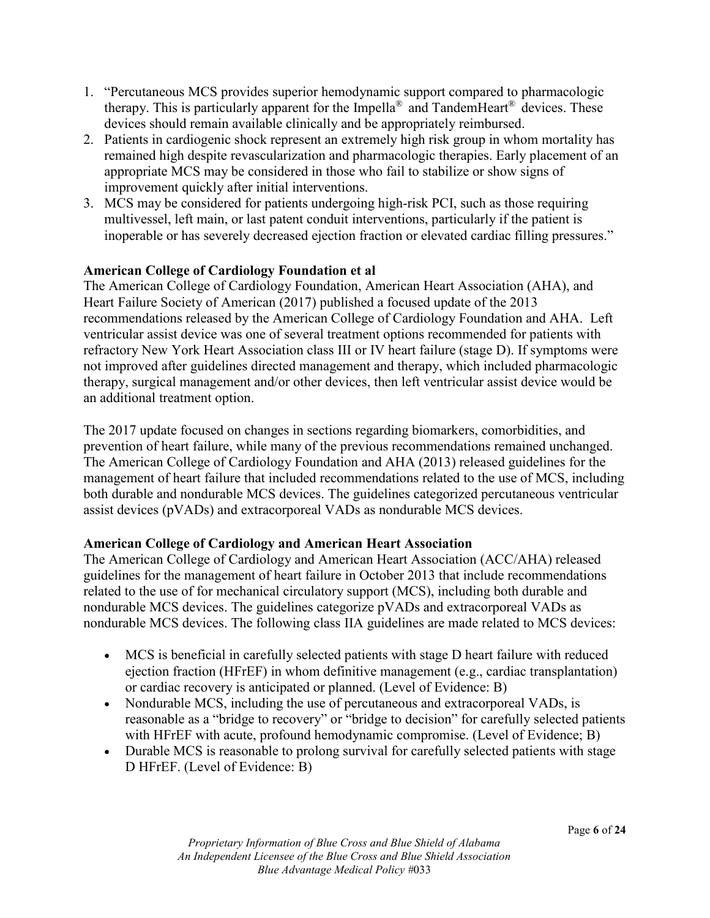1. "Percutaneous MCS provides superior hemodynamic support compared to pharmacologic therapy. This is particularly apparent for the Impella® and TandemHeart® devices. These devices should remain available clinically and be appropriately reimbursed.
2. Patients in cardiogenic shock represent an extremely high risk group in whom mortality has remained high despite revascularization and pharmacologic therapies. Early placement of an appropriate MCS may be considered in those who fail to stabilize or show signs of improvement quickly after initial interventions.
3. MCS may be considered for patients undergoing high-risk PCI, such as those requiring multivessel, left main, or last patent conduit interventions, particularly if the patient is inoperable or has severely decreased ejection fraction or elevated cardiac filling pressures."

**American College of Cardiology Foundation et al**

The American College of Cardiology Foundation, American Heart Association (AHA), and Heart Failure Society of American (2017) published a focused update of the 2013 recommendations released by the American College of Cardiology Foundation and AHA. Left ventricular assist device was one of several treatment options recommended for patients with refractory New York Heart Association class III or IV heart failure (stage D). If symptoms were not improved after guidelines directed management and therapy, which included pharmacologic therapy, surgical management and/or other devices, then left ventricular assist device would be an additional treatment option.

The 2017 update focused on changes in sections regarding biomarkers, comorbidities, and prevention of heart failure, while many of the previous recommendations remained unchanged. The American College of Cardiology Foundation and AHA (2013) released guidelines for the management of heart failure that included recommendations related to the use of MCS, including both durable and nondurable MCS devices. The guidelines categorized percutaneous ventricular assist devices (pVADs) and extracorporeal VADs as nondurable MCS devices.

**American College of Cardiology and American Heart Association**

The American College of Cardiology and American Heart Association (ACC/AHA) released guidelines for the management of heart failure in October 2013 that include recommendations related to the use of for mechanical circulatory support (MCS), including both durable and nondurable MCS devices. The guidelines categorize pVADs and extracorporeal VADs as nondurable MCS devices. The following class IIA guidelines are made related to MCS devices:

- MCS is beneficial in carefully selected patients with stage D heart failure with reduced ejection fraction (HFrEF) in whom definitive management (e.g., cardiac transplantation) or cardiac recovery is anticipated or planned. (Level of Evidence: B)
- Nondurable MCS, including the use of percutaneous and extracorporeal VADs, is reasonable as a "bridge to recovery" or "bridge to decision" for carefully selected patients with HFrEF with acute, profound hemodynamic compromise. (Level of Evidence; B)
- Durable MCS is reasonable to prolong survival for carefully selected patients with stage D HFrEF. (Level of Evidence: B)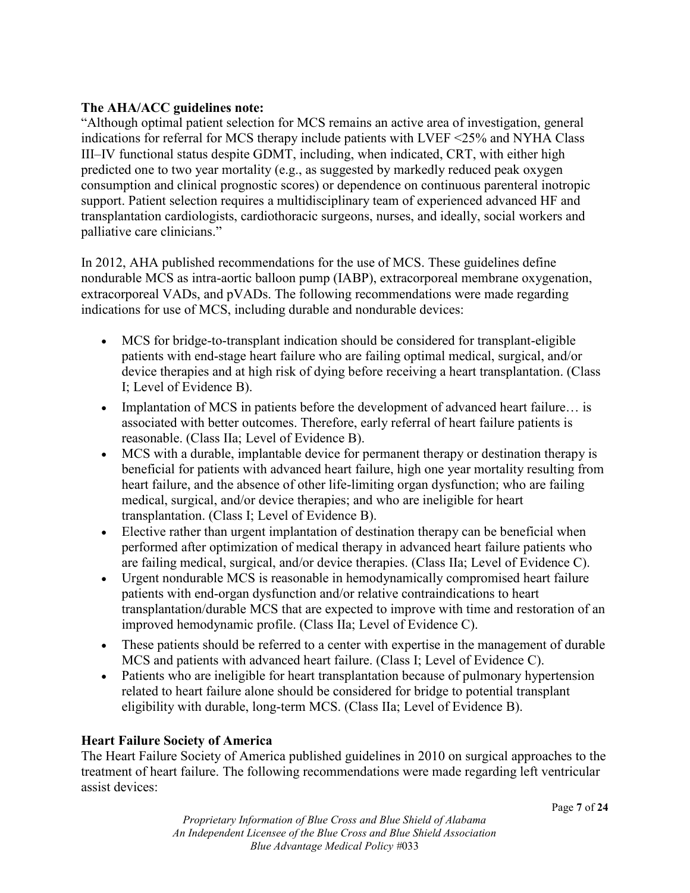**The AHA/ACC guidelines note:**

"Although optimal patient selection for MCS remains an active area of investigation, general indications for referral for MCS therapy include patients with LVEF <25% and NYHA Class III–IV functional status despite GDMT, including, when indicated, CRT, with either high predicted one to two year mortality (e.g., as suggested by markedly reduced peak oxygen consumption and clinical prognostic scores) or dependence on continuous parenteral inotropic support. Patient selection requires a multidisciplinary team of experienced advanced HF and transplantation cardiologists, cardiothoracic surgeons, nurses, and ideally, social workers and palliative care clinicians."

In 2012, AHA published recommendations for the use of MCS. These guidelines define nondurable MCS as intra-aortic balloon pump (IABP), extracorporeal membrane oxygenation, extracorporeal VADs, and pVADs. The following recommendations were made regarding indications for use of MCS, including durable and nondurable devices:

- MCS for bridge-to-transplant indication should be considered for transplant-eligible patients with end-stage heart failure who are failing optimal medical, surgical, and/or device therapies and at high risk of dying before receiving a heart transplantation. (Class I; Level of Evidence B).
- Implantation of MCS in patients before the development of advanced heart failure… is associated with better outcomes. Therefore, early referral of heart failure patients is reasonable. (Class IIa; Level of Evidence B).
- MCS with a durable, implantable device for permanent therapy or destination therapy is beneficial for patients with advanced heart failure, high one year mortality resulting from heart failure, and the absence of other life-limiting organ dysfunction; who are failing medical, surgical, and/or device therapies; and who are ineligible for heart transplantation. (Class I; Level of Evidence B).
- Elective rather than urgent implantation of destination therapy can be beneficial when performed after optimization of medical therapy in advanced heart failure patients who are failing medical, surgical, and/or device therapies. (Class IIa; Level of Evidence C).
- Urgent nondurable MCS is reasonable in hemodynamically compromised heart failure patients with end-organ dysfunction and/or relative contraindications to heart transplantation/durable MCS that are expected to improve with time and restoration of an improved hemodynamic profile. (Class IIa; Level of Evidence C).
- These patients should be referred to a center with expertise in the management of durable MCS and patients with advanced heart failure. (Class I; Level of Evidence C).
- Patients who are ineligible for heart transplantation because of pulmonary hypertension related to heart failure alone should be considered for bridge to potential transplant eligibility with durable, long-term MCS. (Class IIa; Level of Evidence B).

**Heart Failure Society of America**

The Heart Failure Society of America published guidelines in 2010 on surgical approaches to the treatment of heart failure. The following recommendations were made regarding left ventricular assist devices: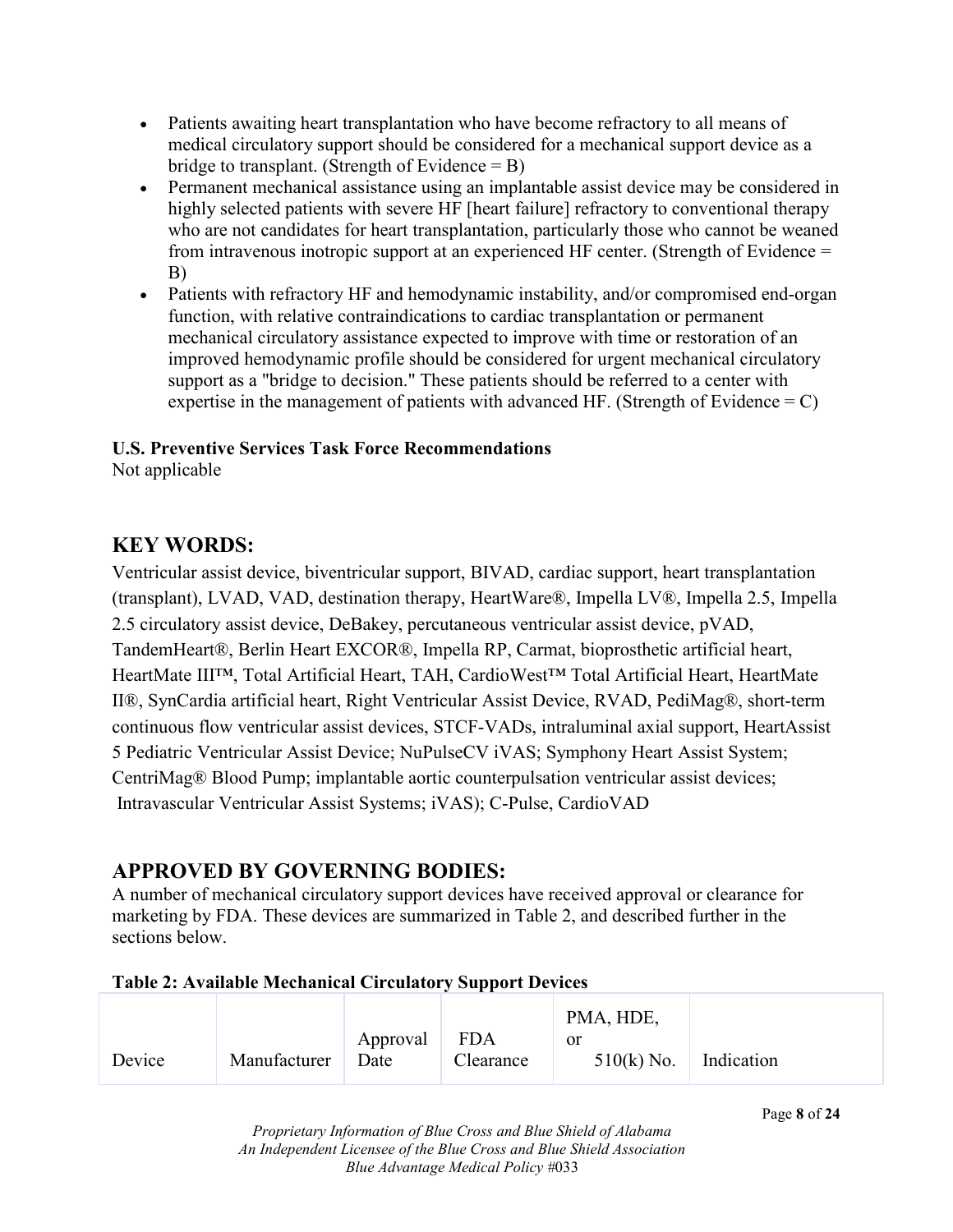- Patients awaiting heart transplantation who have become refractory to all means of medical circulatory support should be considered for a mechanical support device as a bridge to transplant. (Strength of Evidence = B)
- Permanent mechanical assistance using an implantable assist device may be considered in highly selected patients with severe HF [heart failure] refractory to conventional therapy who are not candidates for heart transplantation, particularly those who cannot be weaned from intravenous inotropic support at an experienced HF center. (Strength of Evidence = B)
- Patients with refractory HF and hemodynamic instability, and/or compromised end-organ function, with relative contraindications to cardiac transplantation or permanent mechanical circulatory assistance expected to improve with time or restoration of an improved hemodynamic profile should be considered for urgent mechanical circulatory support as a "bridge to decision." These patients should be referred to a center with expertise in the management of patients with advanced HF. (Strength of Evidence = C)

**U.S. Preventive Services Task Force Recommendations**
Not applicable

## KEY WORDS:

Ventricular assist device, biventricular support, BIVAD, cardiac support, heart transplantation (transplant), LVAD, VAD, destination therapy, HeartWare®, Impella LV®, Impella 2.5, Impella 2.5 circulatory assist device, DeBakey, percutaneous ventricular assist device, pVAD, TandemHeart®, Berlin Heart EXCOR®, Impella RP, Carmat, bioprosthetic artificial heart, HeartMate III™, Total Artificial Heart, TAH, CardioWest™ Total Artificial Heart, HeartMate II®, SynCardia artificial heart, Right Ventricular Assist Device, RVAD, PediMag®, short-term continuous flow ventricular assist devices, STCF-VADs, intraluminal axial support, HeartAssist 5 Pediatric Ventricular Assist Device; NuPulseCV iVAS; Symphony Heart Assist System; CentriMag® Blood Pump; implantable aortic counterpulsation ventricular assist devices; Intravascular Ventricular Assist Systems; iVAS); C-Pulse, CardioVAD

## APPROVED BY GOVERNING BODIES:

A number of mechanical circulatory support devices have received approval or clearance for marketing by FDA. These devices are summarized in Table 2, and described further in the sections below.

**Table 2: Available Mechanical Circulatory Support Devices**

| Device | Manufacturer | Approval Date | FDA Clearance | PMA, HDE, or 510(k) No. | Indication |
|---|---|---|---|---|---|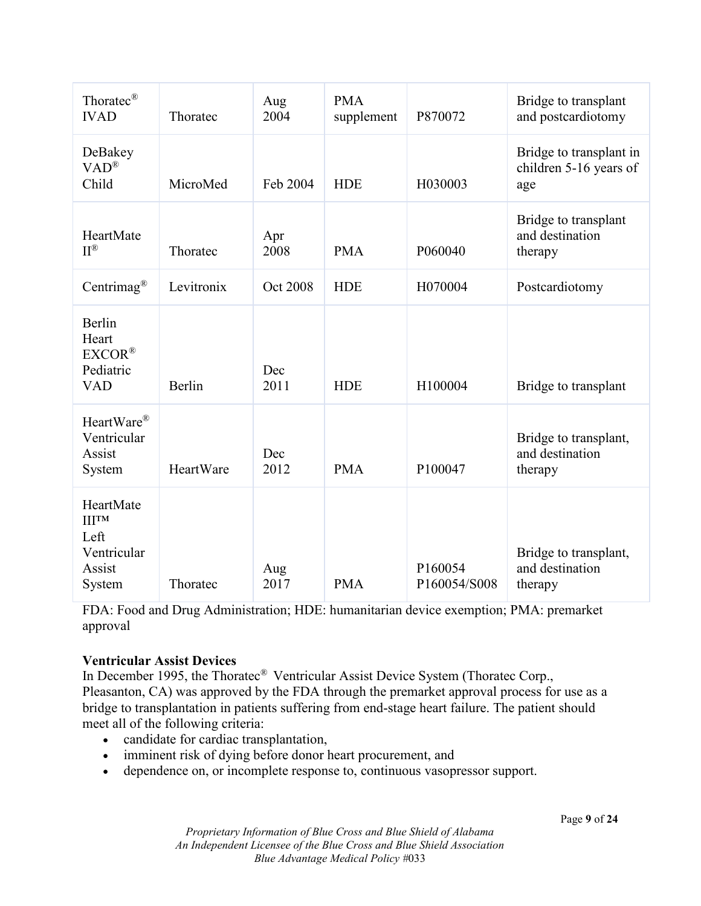| | | | | | |
|---|---|---|---|---|---|
| Thoratec® IVAD | Thoratec | Aug 2004 | PMA supplement | P870072 | Bridge to transplant and postcardiotomy |
| DeBakey VAD® Child | MicroMed | Feb 2004 | HDE | H030003 | Bridge to transplant in children 5-16 years of age |
| HeartMate II® | Thoratec | Apr 2008 | PMA | P060040 | Bridge to transplant and destination therapy |
| Centrimag® | Levitronix | Oct 2008 | HDE | H070004 | Postcardiotomy |
| Berlin Heart EXCOR® Pediatric VAD | Berlin | Dec 2011 | HDE | H100004 | Bridge to transplant |
| HeartWare® Ventricular Assist System | HeartWare | Dec 2012 | PMA | P100047 | Bridge to transplant, and destination therapy |
| HeartMate III™ Left Ventricular Assist System | Thoratec | Aug 2017 | PMA | P160054 P160054/S008 | Bridge to transplant, and destination therapy |

FDA: Food and Drug Administration; HDE: humanitarian device exemption; PMA: premarket approval

**Ventricular Assist Devices**

In December 1995, the Thoratec® Ventricular Assist Device System (Thoratec Corp., Pleasanton, CA) was approved by the FDA through the premarket approval process for use as a bridge to transplantation in patients suffering from end-stage heart failure. The patient should meet all of the following criteria:

- candidate for cardiac transplantation,
- imminent risk of dying before donor heart procurement, and
- dependence on, or incomplete response to, continuous vasopressor support.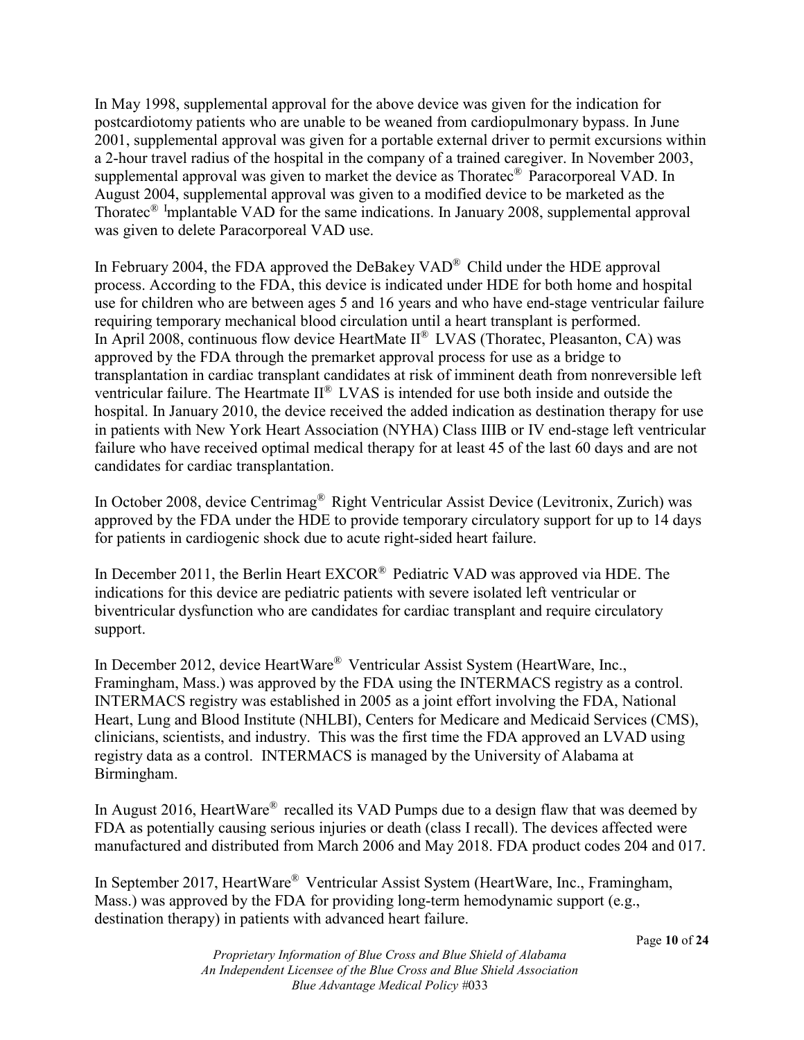In May 1998, supplemental approval for the above device was given for the indication for postcardiotomy patients who are unable to be weaned from cardiopulmonary bypass. In June 2001, supplemental approval was given for a portable external driver to permit excursions within a 2-hour travel radius of the hospital in the company of a trained caregiver. In November 2003, supplemental approval was given to market the device as Thoratec® Paracorporeal VAD. In August 2004, supplemental approval was given to a modified device to be marketed as the Thoratec® Implantable VAD for the same indications. In January 2008, supplemental approval was given to delete Paracorporeal VAD use.

In February 2004, the FDA approved the DeBakey VAD® Child under the HDE approval process. According to the FDA, this device is indicated under HDE for both home and hospital use for children who are between ages 5 and 16 years and who have end-stage ventricular failure requiring temporary mechanical blood circulation until a heart transplant is performed. In April 2008, continuous flow device HeartMate II® LVAS (Thoratec, Pleasanton, CA) was approved by the FDA through the premarket approval process for use as a bridge to transplantation in cardiac transplant candidates at risk of imminent death from nonreversible left ventricular failure. The Heartmate II® LVAS is intended for use both inside and outside the hospital. In January 2010, the device received the added indication as destination therapy for use in patients with New York Heart Association (NYHA) Class IIIB or IV end-stage left ventricular failure who have received optimal medical therapy for at least 45 of the last 60 days and are not candidates for cardiac transplantation.

In October 2008, device Centrimag® Right Ventricular Assist Device (Levitronix, Zurich) was approved by the FDA under the HDE to provide temporary circulatory support for up to 14 days for patients in cardiogenic shock due to acute right-sided heart failure.

In December 2011, the Berlin Heart EXCOR® Pediatric VAD was approved via HDE. The indications for this device are pediatric patients with severe isolated left ventricular or biventricular dysfunction who are candidates for cardiac transplant and require circulatory support.

In December 2012, device HeartWare® Ventricular Assist System (HeartWare, Inc., Framingham, Mass.) was approved by the FDA using the INTERMACS registry as a control. INTERMACS registry was established in 2005 as a joint effort involving the FDA, National Heart, Lung and Blood Institute (NHLBI), Centers for Medicare and Medicaid Services (CMS), clinicians, scientists, and industry. This was the first time the FDA approved an LVAD using registry data as a control. INTERMACS is managed by the University of Alabama at Birmingham.

In August 2016, HeartWare® recalled its VAD Pumps due to a design flaw that was deemed by FDA as potentially causing serious injuries or death (class I recall). The devices affected were manufactured and distributed from March 2006 and May 2018. FDA product codes 204 and 017.

In September 2017, HeartWare® Ventricular Assist System (HeartWare, Inc., Framingham, Mass.) was approved by the FDA for providing long-term hemodynamic support (e.g., destination therapy) in patients with advanced heart failure.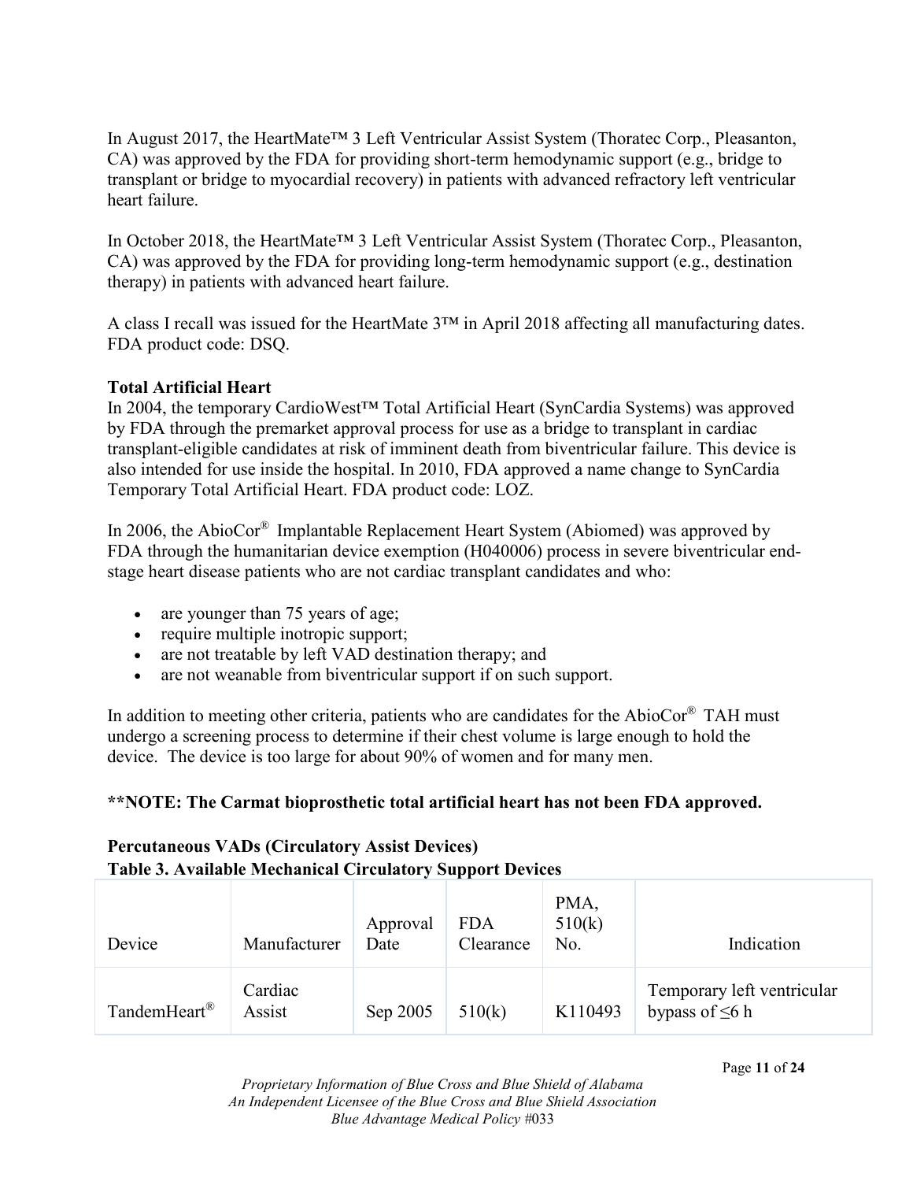In August 2017, the HeartMate™ 3 Left Ventricular Assist System (Thoratec Corp., Pleasanton, CA) was approved by the FDA for providing short-term hemodynamic support (e.g., bridge to transplant or bridge to myocardial recovery) in patients with advanced refractory left ventricular heart failure.

In October 2018, the HeartMate™ 3 Left Ventricular Assist System (Thoratec Corp., Pleasanton, CA) was approved by the FDA for providing long-term hemodynamic support (e.g., destination therapy) in patients with advanced heart failure.

A class I recall was issued for the HeartMate 3™ in April 2018 affecting all manufacturing dates. FDA product code: DSQ.

**Total Artificial Heart**

In 2004, the temporary CardioWest™ Total Artificial Heart (SynCardia Systems) was approved by FDA through the premarket approval process for use as a bridge to transplant in cardiac transplant-eligible candidates at risk of imminent death from biventricular failure. This device is also intended for use inside the hospital. In 2010, FDA approved a name change to SynCardia Temporary Total Artificial Heart. FDA product code: LOZ.

In 2006, the AbioCor® Implantable Replacement Heart System (Abiomed) was approved by FDA through the humanitarian device exemption (H040006) process in severe biventricular end-stage heart disease patients who are not cardiac transplant candidates and who:

- are younger than 75 years of age;
- require multiple inotropic support;
- are not treatable by left VAD destination therapy; and
- are not weanable from biventricular support if on such support.

In addition to meeting other criteria, patients who are candidates for the AbioCor® TAH must undergo a screening process to determine if their chest volume is large enough to hold the device. The device is too large for about 90% of women and for many men.

**\*\*NOTE: The Carmat bioprosthetic total artificial heart has not been FDA approved.**

**Percutaneous VADs (Circulatory Assist Devices)**

**Table 3. Available Mechanical Circulatory Support Devices**

| Device | Manufacturer | Approval Date | FDA Clearance | PMA, 510(k) No. | Indication |
|---|---|---|---|---|---|
| TandemHeart® | Cardiac Assist | Sep 2005 | 510(k) | K110493 | Temporary left ventricular bypass of ≤6 h |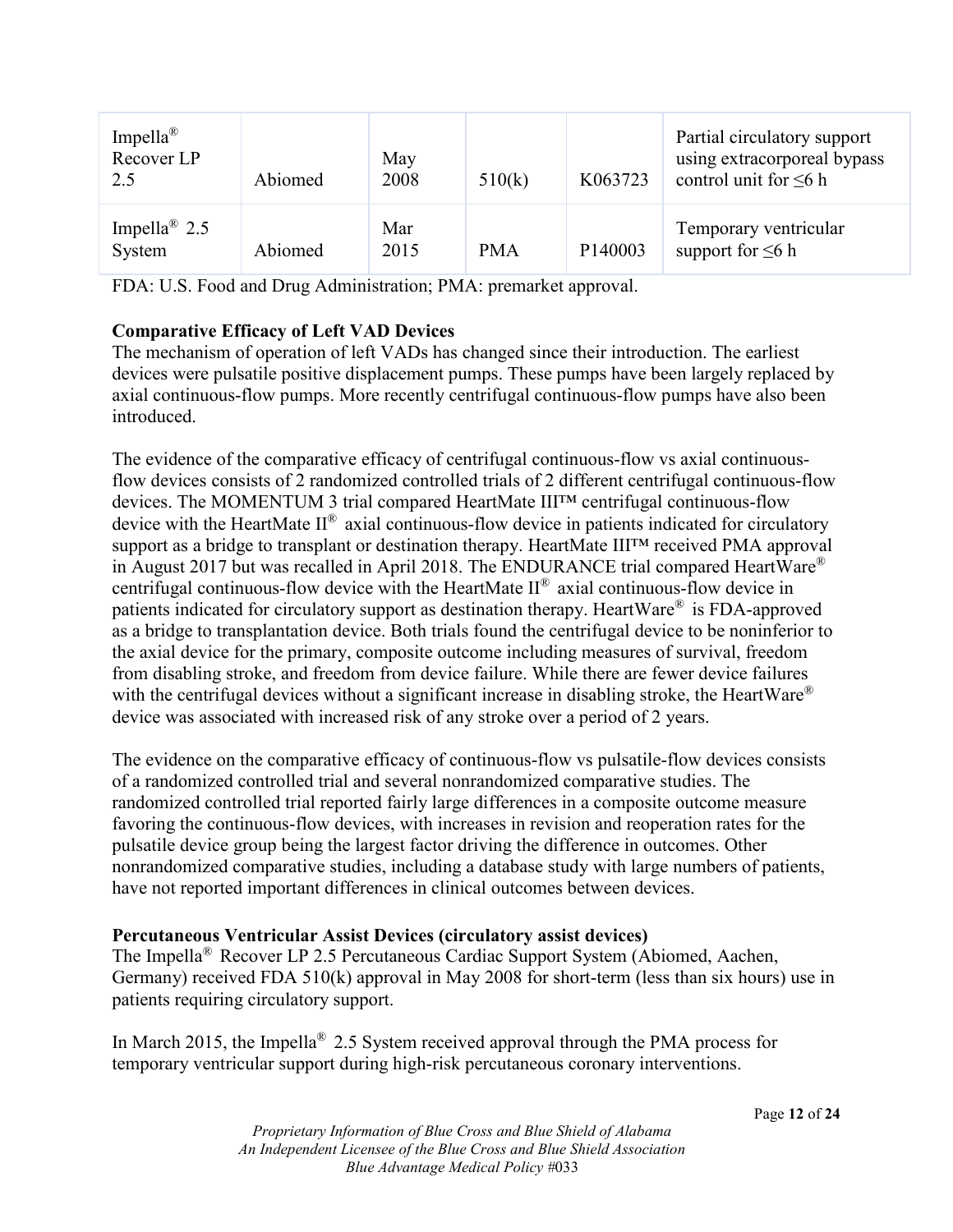| Impella® Recover LP 2.5 | Abiomed | May 2008 | 510(k) | K063723 | Partial circulatory support using extracorporeal bypass control unit for ≤6 h |
|---|---|---|---|---|---|
| Impella® 2.5 System | Abiomed | Mar 2015 | PMA | P140003 | Temporary ventricular support for ≤6 h |

FDA: U.S. Food and Drug Administration; PMA: premarket approval.

**Comparative Efficacy of Left VAD Devices**

The mechanism of operation of left VADs has changed since their introduction. The earliest devices were pulsatile positive displacement pumps. These pumps have been largely replaced by axial continuous-flow pumps. More recently centrifugal continuous-flow pumps have also been introduced.

The evidence of the comparative efficacy of centrifugal continuous-flow vs axial continuous-flow devices consists of 2 randomized controlled trials of 2 different centrifugal continuous-flow devices. The MOMENTUM 3 trial compared HeartMate III™ centrifugal continuous-flow device with the HeartMate II® axial continuous-flow device in patients indicated for circulatory support as a bridge to transplant or destination therapy. HeartMate III™ received PMA approval in August 2017 but was recalled in April 2018. The ENDURANCE trial compared HeartWare® centrifugal continuous-flow device with the HeartMate II® axial continuous-flow device in patients indicated for circulatory support as destination therapy. HeartWare® is FDA-approved as a bridge to transplantation device. Both trials found the centrifugal device to be noninferior to the axial device for the primary, composite outcome including measures of survival, freedom from disabling stroke, and freedom from device failure. While there are fewer device failures with the centrifugal devices without a significant increase in disabling stroke, the HeartWare® device was associated with increased risk of any stroke over a period of 2 years.

The evidence on the comparative efficacy of continuous-flow vs pulsatile-flow devices consists of a randomized controlled trial and several nonrandomized comparative studies. The randomized controlled trial reported fairly large differences in a composite outcome measure favoring the continuous-flow devices, with increases in revision and reoperation rates for the pulsatile device group being the largest factor driving the difference in outcomes. Other nonrandomized comparative studies, including a database study with large numbers of patients, have not reported important differences in clinical outcomes between devices.

**Percutaneous Ventricular Assist Devices (circulatory assist devices)**

The Impella® Recover LP 2.5 Percutaneous Cardiac Support System (Abiomed, Aachen, Germany) received FDA 510(k) approval in May 2008 for short-term (less than six hours) use in patients requiring circulatory support.

In March 2015, the Impella® 2.5 System received approval through the PMA process for temporary ventricular support during high-risk percutaneous coronary interventions.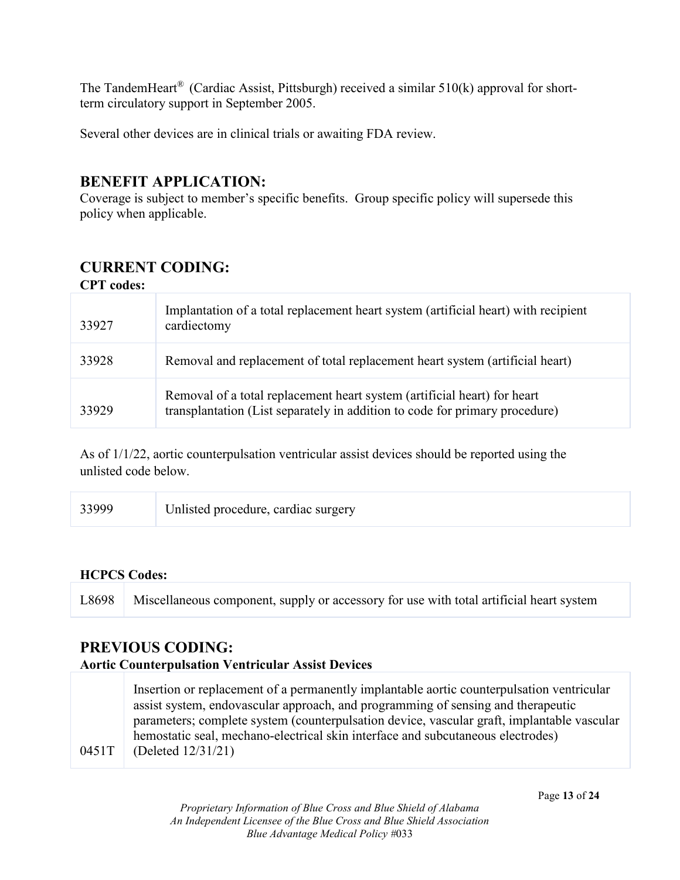The TandemHeart® (Cardiac Assist, Pittsburgh) received a similar 510(k) approval for short-term circulatory support in September 2005.

Several other devices are in clinical trials or awaiting FDA review.

## BENEFIT APPLICATION:

Coverage is subject to member's specific benefits. Group specific policy will supersede this policy when applicable.

## CURRENT CODING:

**CPT codes:**

| | |
|---|---|
| 33927 | Implantation of a total replacement heart system (artificial heart) with recipient cardiectomy |
| 33928 | Removal and replacement of total replacement heart system (artificial heart) |
| 33929 | Removal of a total replacement heart system (artificial heart) for heart transplantation (List separately in addition to code for primary procedure) |

As of 1/1/22, aortic counterpulsation ventricular assist devices should be reported using the unlisted code below.

| | |
|---|---|
| 33999 | Unlisted procedure, cardiac surgery |

**HCPCS Codes:**

| | |
|---|---|
| L8698 | Miscellaneous component, supply or accessory for use with total artificial heart system |

## PREVIOUS CODING:

**Aortic Counterpulsation Ventricular Assist Devices**

| | |
|---|---|
| 0451T | Insertion or replacement of a permanently implantable aortic counterpulsation ventricular assist system, endovascular approach, and programming of sensing and therapeutic parameters; complete system (counterpulsation device, vascular graft, implantable vascular hemostatic seal, mechano-electrical skin interface and subcutaneous electrodes) (Deleted 12/31/21) |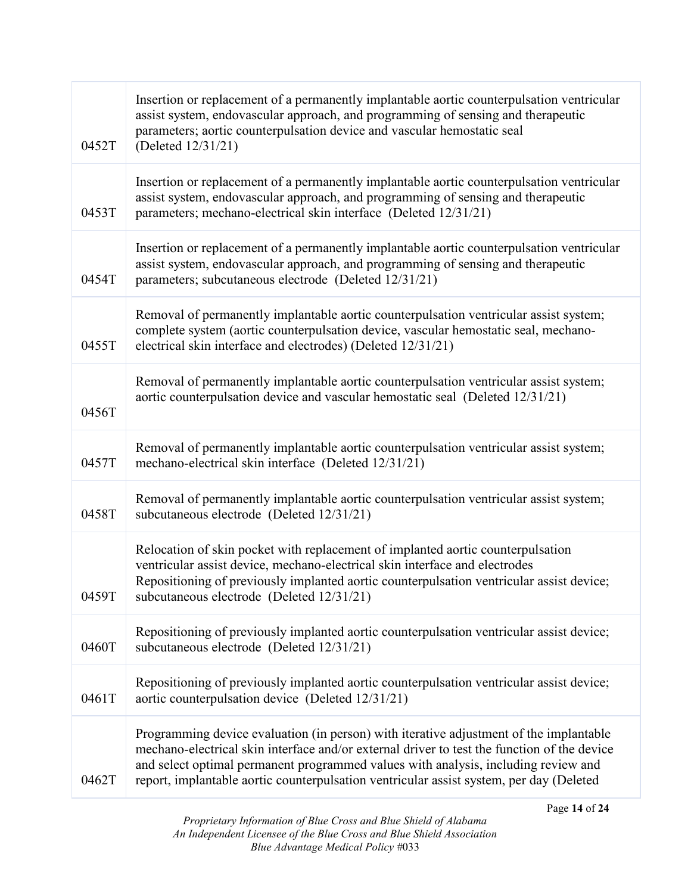| | |
|---|---|
| 0452T | Insertion or replacement of a permanently implantable aortic counterpulsation ventricular assist system, endovascular approach, and programming of sensing and therapeutic parameters; aortic counterpulsation device and vascular hemostatic seal (Deleted 12/31/21) |
| 0453T | Insertion or replacement of a permanently implantable aortic counterpulsation ventricular assist system, endovascular approach, and programming of sensing and therapeutic parameters; mechano-electrical skin interface (Deleted 12/31/21) |
| 0454T | Insertion or replacement of a permanently implantable aortic counterpulsation ventricular assist system, endovascular approach, and programming of sensing and therapeutic parameters; subcutaneous electrode (Deleted 12/31/21) |
| 0455T | Removal of permanently implantable aortic counterpulsation ventricular assist system; complete system (aortic counterpulsation device, vascular hemostatic seal, mechano-electrical skin interface and electrodes) (Deleted 12/31/21) |
| 0456T | Removal of permanently implantable aortic counterpulsation ventricular assist system; aortic counterpulsation device and vascular hemostatic seal (Deleted 12/31/21) |
| 0457T | Removal of permanently implantable aortic counterpulsation ventricular assist system; mechano-electrical skin interface (Deleted 12/31/21) |
| 0458T | Removal of permanently implantable aortic counterpulsation ventricular assist system; subcutaneous electrode (Deleted 12/31/21) |
| 0459T | Relocation of skin pocket with replacement of implanted aortic counterpulsation ventricular assist device, mechano-electrical skin interface and electrodes Repositioning of previously implanted aortic counterpulsation ventricular assist device; subcutaneous electrode (Deleted 12/31/21) |
| 0460T | Repositioning of previously implanted aortic counterpulsation ventricular assist device; subcutaneous electrode (Deleted 12/31/21) |
| 0461T | Repositioning of previously implanted aortic counterpulsation ventricular assist device; aortic counterpulsation device (Deleted 12/31/21) |
| 0462T | Programming device evaluation (in person) with iterative adjustment of the implantable mechano-electrical skin interface and/or external driver to test the function of the device and select optimal permanent programmed values with analysis, including review and report, implantable aortic counterpulsation ventricular assist system, per day (Deleted |

*Proprietary Information of Blue Cross and Blue Shield of Alabama*
*An Independent Licensee of the Blue Cross and Blue Shield Association*
*Blue Advantage Medical Policy #033*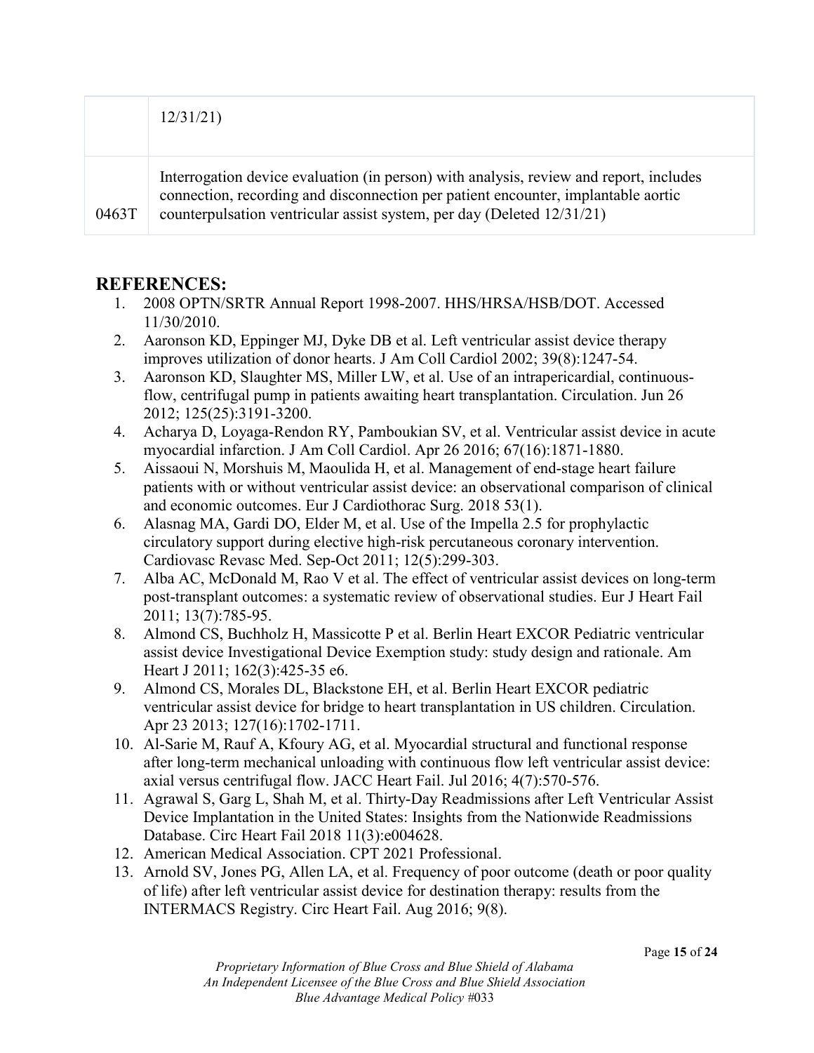|  | 12/31/21) |
| --- | --- |
| 0463T | Interrogation device evaluation (in person) with analysis, review and report, includes connection, recording and disconnection per patient encounter, implantable aortic counterpulsation ventricular assist system, per day (Deleted 12/31/21) |

## REFERENCES:

1. 2008 OPTN/SRTR Annual Report 1998-2007. HHS/HRSA/HSB/DOT. Accessed 11/30/2010.
2. Aaronson KD, Eppinger MJ, Dyke DB et al. Left ventricular assist device therapy improves utilization of donor hearts. J Am Coll Cardiol 2002; 39(8):1247-54.
3. Aaronson KD, Slaughter MS, Miller LW, et al. Use of an intrapericardial, continuous-flow, centrifugal pump in patients awaiting heart transplantation. Circulation. Jun 26 2012; 125(25):3191-3200.
4. Acharya D, Loyaga-Rendon RY, Pamboukian SV, et al. Ventricular assist device in acute myocardial infarction. J Am Coll Cardiol. Apr 26 2016; 67(16):1871-1880.
5. Aissaoui N, Morshuis M, Maoulida H, et al. Management of end-stage heart failure patients with or without ventricular assist device: an observational comparison of clinical and economic outcomes. Eur J Cardiothorac Surg. 2018 53(1).
6. Alasnag MA, Gardi DO, Elder M, et al. Use of the Impella 2.5 for prophylactic circulatory support during elective high-risk percutaneous coronary intervention. Cardiovasc Revasc Med. Sep-Oct 2011; 12(5):299-303.
7. Alba AC, McDonald M, Rao V et al. The effect of ventricular assist devices on long-term post-transplant outcomes: a systematic review of observational studies. Eur J Heart Fail 2011; 13(7):785-95.
8. Almond CS, Buchholz H, Massicotte P et al. Berlin Heart EXCOR Pediatric ventricular assist device Investigational Device Exemption study: study design and rationale. Am Heart J 2011; 162(3):425-35 e6.
9. Almond CS, Morales DL, Blackstone EH, et al. Berlin Heart EXCOR pediatric ventricular assist device for bridge to heart transplantation in US children. Circulation. Apr 23 2013; 127(16):1702-1711.
10. Al-Sarie M, Rauf A, Kfoury AG, et al. Myocardial structural and functional response after long-term mechanical unloading with continuous flow left ventricular assist device: axial versus centrifugal flow. JACC Heart Fail. Jul 2016; 4(7):570-576.
11. Agrawal S, Garg L, Shah M, et al. Thirty-Day Readmissions after Left Ventricular Assist Device Implantation in the United States: Insights from the Nationwide Readmissions Database. Circ Heart Fail 2018 11(3):e004628.
12. American Medical Association. CPT 2021 Professional.
13. Arnold SV, Jones PG, Allen LA, et al. Frequency of poor outcome (death or poor quality of life) after left ventricular assist device for destination therapy: results from the INTERMACS Registry. Circ Heart Fail. Aug 2016; 9(8).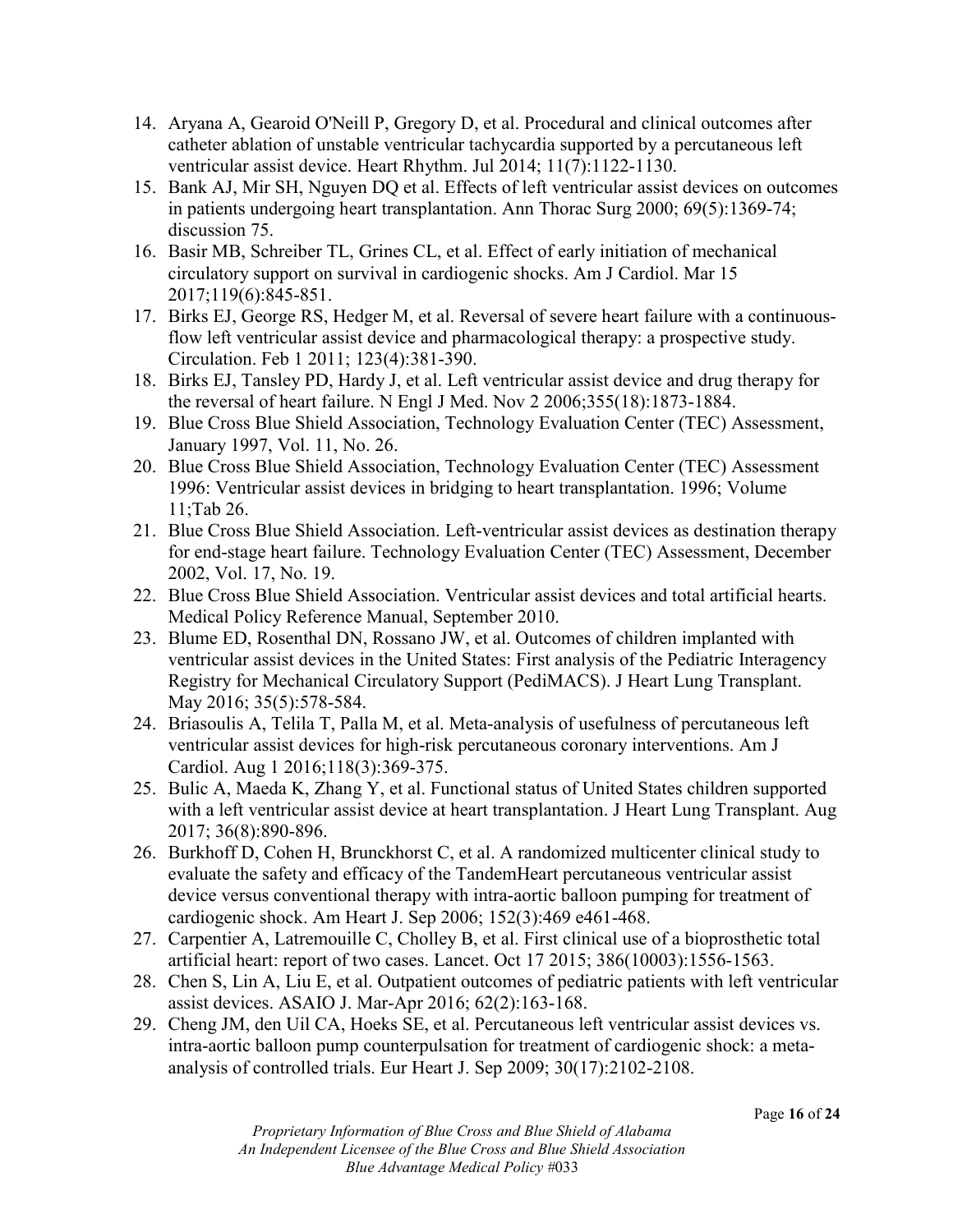14. Aryana A, Gearoid O'Neill P, Gregory D, et al. Procedural and clinical outcomes after catheter ablation of unstable ventricular tachycardia supported by a percutaneous left ventricular assist device. Heart Rhythm. Jul 2014; 11(7):1122-1130.
15. Bank AJ, Mir SH, Nguyen DQ et al. Effects of left ventricular assist devices on outcomes in patients undergoing heart transplantation. Ann Thorac Surg 2000; 69(5):1369-74; discussion 75.
16. Basir MB, Schreiber TL, Grines CL, et al. Effect of early initiation of mechanical circulatory support on survival in cardiogenic shocks. Am J Cardiol. Mar 15 2017;119(6):845-851.
17. Birks EJ, George RS, Hedger M, et al. Reversal of severe heart failure with a continuous-flow left ventricular assist device and pharmacological therapy: a prospective study. Circulation. Feb 1 2011; 123(4):381-390.
18. Birks EJ, Tansley PD, Hardy J, et al. Left ventricular assist device and drug therapy for the reversal of heart failure. N Engl J Med. Nov 2 2006;355(18):1873-1884.
19. Blue Cross Blue Shield Association, Technology Evaluation Center (TEC) Assessment, January 1997, Vol. 11, No. 26.
20. Blue Cross Blue Shield Association, Technology Evaluation Center (TEC) Assessment 1996: Ventricular assist devices in bridging to heart transplantation. 1996; Volume 11;Tab 26.
21. Blue Cross Blue Shield Association. Left-ventricular assist devices as destination therapy for end-stage heart failure. Technology Evaluation Center (TEC) Assessment, December 2002, Vol. 17, No. 19.
22. Blue Cross Blue Shield Association. Ventricular assist devices and total artificial hearts. Medical Policy Reference Manual, September 2010.
23. Blume ED, Rosenthal DN, Rossano JW, et al. Outcomes of children implanted with ventricular assist devices in the United States: First analysis of the Pediatric Interagency Registry for Mechanical Circulatory Support (PediMACS). J Heart Lung Transplant. May 2016; 35(5):578-584.
24. Briasoulis A, Telila T, Palla M, et al. Meta-analysis of usefulness of percutaneous left ventricular assist devices for high-risk percutaneous coronary interventions. Am J Cardiol. Aug 1 2016;118(3):369-375.
25. Bulic A, Maeda K, Zhang Y, et al. Functional status of United States children supported with a left ventricular assist device at heart transplantation. J Heart Lung Transplant. Aug 2017; 36(8):890-896.
26. Burkhoff D, Cohen H, Brunckhorst C, et al. A randomized multicenter clinical study to evaluate the safety and efficacy of the TandemHeart percutaneous ventricular assist device versus conventional therapy with intra-aortic balloon pumping for treatment of cardiogenic shock. Am Heart J. Sep 2006; 152(3):469 e461-468.
27. Carpentier A, Latremouille C, Cholley B, et al. First clinical use of a bioprosthetic total artificial heart: report of two cases. Lancet. Oct 17 2015; 386(10003):1556-1563.
28. Chen S, Lin A, Liu E, et al. Outpatient outcomes of pediatric patients with left ventricular assist devices. ASAIO J. Mar-Apr 2016; 62(2):163-168.
29. Cheng JM, den Uil CA, Hoeks SE, et al. Percutaneous left ventricular assist devices vs. intra-aortic balloon pump counterpulsation for treatment of cardiogenic shock: a meta-analysis of controlled trials. Eur Heart J. Sep 2009; 30(17):2102-2108.

*Proprietary Information of Blue Cross and Blue Shield of Alabama*
*An Independent Licensee of the Blue Cross and Blue Shield Association*
*Blue Advantage Medical Policy #033*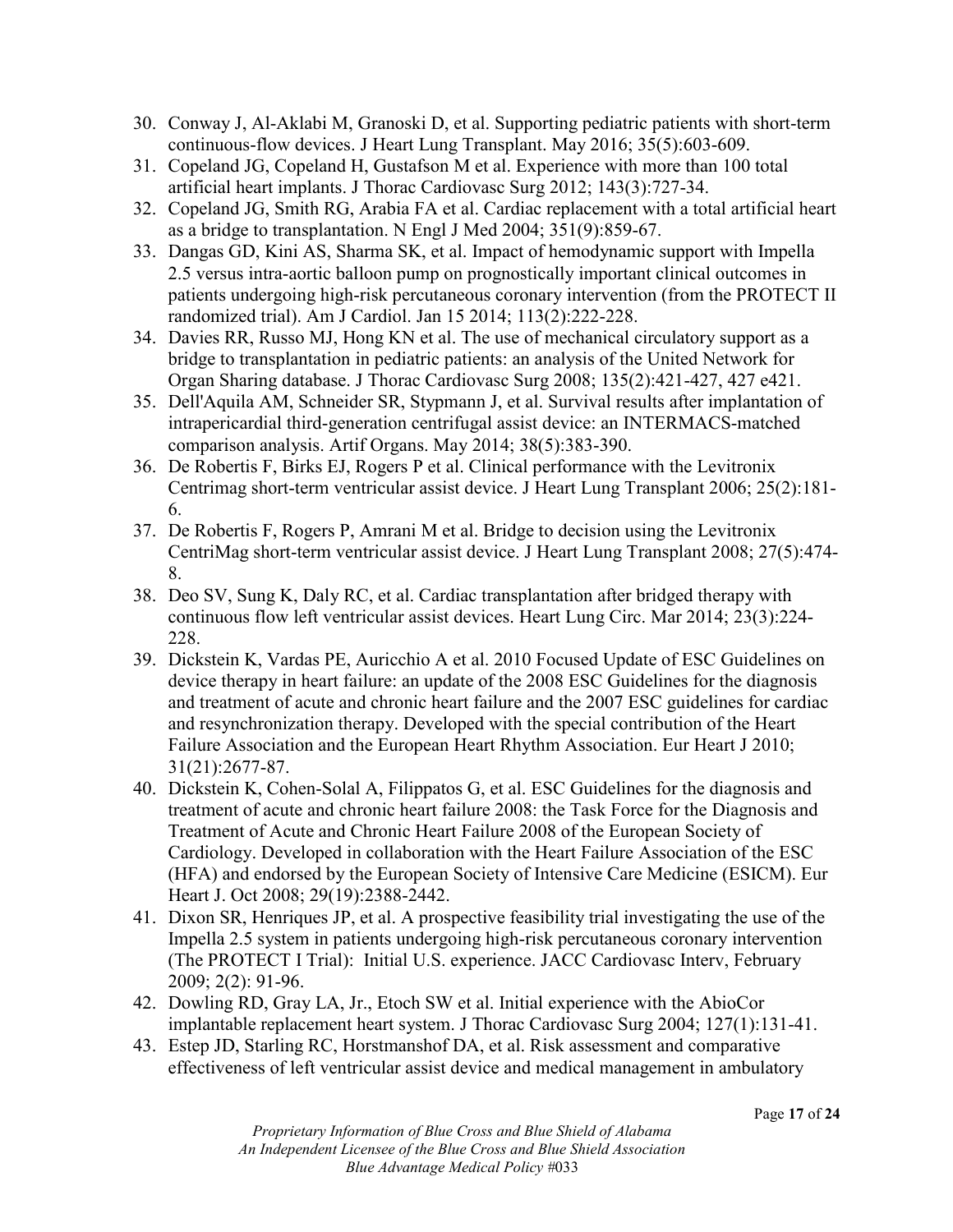30. Conway J, Al-Aklabi M, Granoski D, et al. Supporting pediatric patients with short-term continuous-flow devices. J Heart Lung Transplant. May 2016; 35(5):603-609.
31. Copeland JG, Copeland H, Gustafson M et al. Experience with more than 100 total artificial heart implants. J Thorac Cardiovasc Surg 2012; 143(3):727-34.
32. Copeland JG, Smith RG, Arabia FA et al. Cardiac replacement with a total artificial heart as a bridge to transplantation. N Engl J Med 2004; 351(9):859-67.
33. Dangas GD, Kini AS, Sharma SK, et al. Impact of hemodynamic support with Impella 2.5 versus intra-aortic balloon pump on prognostically important clinical outcomes in patients undergoing high-risk percutaneous coronary intervention (from the PROTECT II randomized trial). Am J Cardiol. Jan 15 2014; 113(2):222-228.
34. Davies RR, Russo MJ, Hong KN et al. The use of mechanical circulatory support as a bridge to transplantation in pediatric patients: an analysis of the United Network for Organ Sharing database. J Thorac Cardiovasc Surg 2008; 135(2):421-427, 427 e421.
35. Dell'Aquila AM, Schneider SR, Stypmann J, et al. Survival results after implantation of intrapericardial third-generation centrifugal assist device: an INTERMACS-matched comparison analysis. Artif Organs. May 2014; 38(5):383-390.
36. De Robertis F, Birks EJ, Rogers P et al. Clinical performance with the Levitronix Centrimag short-term ventricular assist device. J Heart Lung Transplant 2006; 25(2):181-6.
37. De Robertis F, Rogers P, Amrani M et al. Bridge to decision using the Levitronix CentriMag short-term ventricular assist device. J Heart Lung Transplant 2008; 27(5):474-8.
38. Deo SV, Sung K, Daly RC, et al. Cardiac transplantation after bridged therapy with continuous flow left ventricular assist devices. Heart Lung Circ. Mar 2014; 23(3):224-228.
39. Dickstein K, Vardas PE, Auricchio A et al. 2010 Focused Update of ESC Guidelines on device therapy in heart failure: an update of the 2008 ESC Guidelines for the diagnosis and treatment of acute and chronic heart failure and the 2007 ESC guidelines for cardiac and resynchronization therapy. Developed with the special contribution of the Heart Failure Association and the European Heart Rhythm Association. Eur Heart J 2010; 31(21):2677-87.
40. Dickstein K, Cohen-Solal A, Filippatos G, et al. ESC Guidelines for the diagnosis and treatment of acute and chronic heart failure 2008: the Task Force for the Diagnosis and Treatment of Acute and Chronic Heart Failure 2008 of the European Society of Cardiology. Developed in collaboration with the Heart Failure Association of the ESC (HFA) and endorsed by the European Society of Intensive Care Medicine (ESICM). Eur Heart J. Oct 2008; 29(19):2388-2442.
41. Dixon SR, Henriques JP, et al. A prospective feasibility trial investigating the use of the Impella 2.5 system in patients undergoing high-risk percutaneous coronary intervention (The PROTECT I Trial): Initial U.S. experience. JACC Cardiovasc Interv, February 2009; 2(2): 91-96.
42. Dowling RD, Gray LA, Jr., Etoch SW et al. Initial experience with the AbioCor implantable replacement heart system. J Thorac Cardiovasc Surg 2004; 127(1):131-41.
43. Estep JD, Starling RC, Horstmanshof DA, et al. Risk assessment and comparative effectiveness of left ventricular assist device and medical management in ambulatory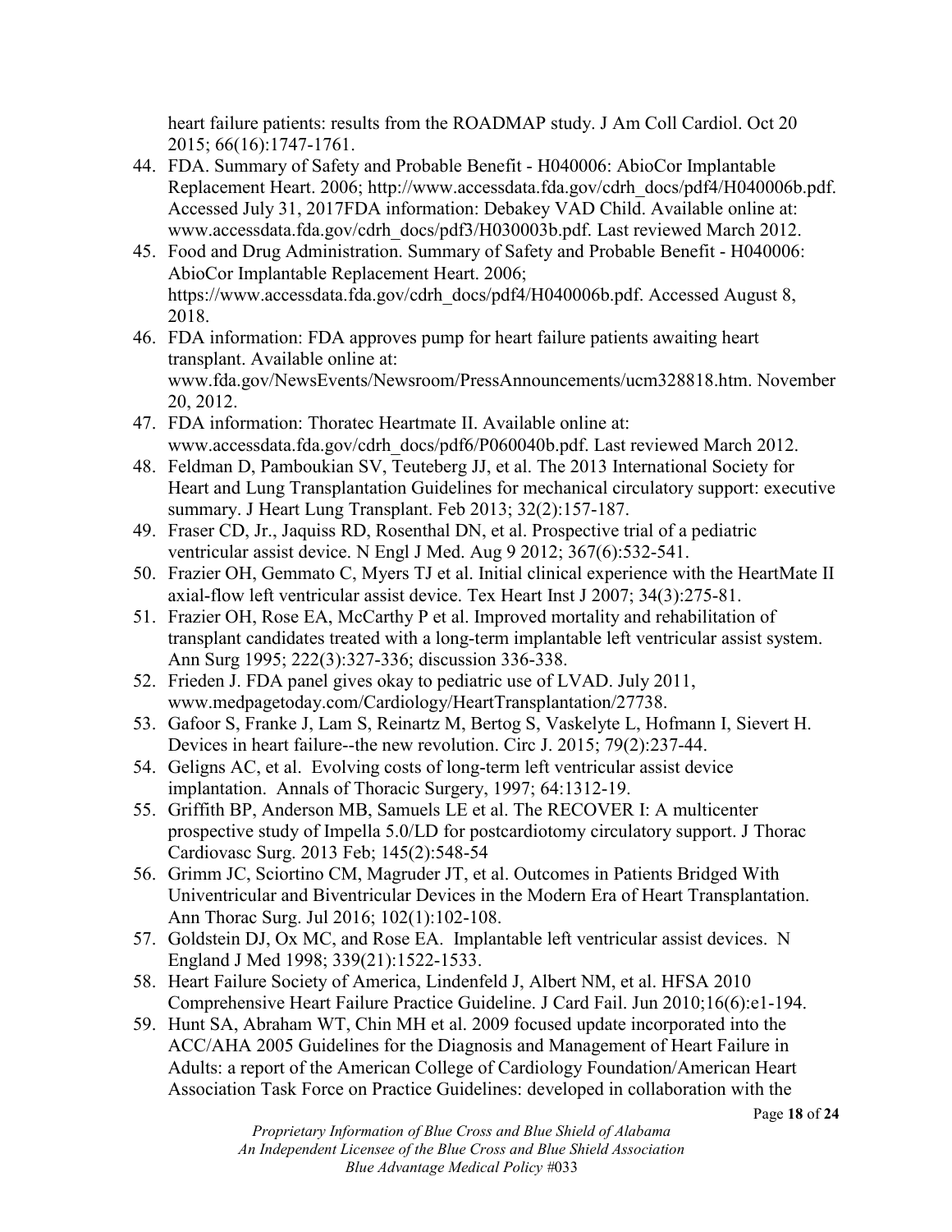heart failure patients: results from the ROADMAP study. J Am Coll Cardiol. Oct 20 2015; 66(16):1747-1761.

44. FDA. Summary of Safety and Probable Benefit - H040006: AbioCor Implantable Replacement Heart. 2006; http://www.accessdata.fda.gov/cdrh_docs/pdf4/H040006b.pdf. Accessed July 31, 2017FDA information: Debakey VAD Child. Available online at: www.accessdata.fda.gov/cdrh_docs/pdf3/H030003b.pdf. Last reviewed March 2012.
45. Food and Drug Administration. Summary of Safety and Probable Benefit - H040006: AbioCor Implantable Replacement Heart. 2006; https://www.accessdata.fda.gov/cdrh_docs/pdf4/H040006b.pdf. Accessed August 8, 2018.
46. FDA information: FDA approves pump for heart failure patients awaiting heart transplant. Available online at: www.fda.gov/NewsEvents/Newsroom/PressAnnouncements/ucm328818.htm. November 20, 2012.
47. FDA information: Thoratec Heartmate II. Available online at: www.accessdata.fda.gov/cdrh_docs/pdf6/P060040b.pdf. Last reviewed March 2012.
48. Feldman D, Pamboukian SV, Teuteberg JJ, et al. The 2013 International Society for Heart and Lung Transplantation Guidelines for mechanical circulatory support: executive summary. J Heart Lung Transplant. Feb 2013; 32(2):157-187.
49. Fraser CD, Jr., Jaquiss RD, Rosenthal DN, et al. Prospective trial of a pediatric ventricular assist device. N Engl J Med. Aug 9 2012; 367(6):532-541.
50. Frazier OH, Gemmato C, Myers TJ et al. Initial clinical experience with the HeartMate II axial-flow left ventricular assist device. Tex Heart Inst J 2007; 34(3):275-81.
51. Frazier OH, Rose EA, McCarthy P et al. Improved mortality and rehabilitation of transplant candidates treated with a long-term implantable left ventricular assist system. Ann Surg 1995; 222(3):327-336; discussion 336-338.
52. Frieden J. FDA panel gives okay to pediatric use of LVAD. July 2011, www.medpagetoday.com/Cardiology/HeartTransplantation/27738.
53. Gafoor S, Franke J, Lam S, Reinartz M, Bertog S, Vaskelyte L, Hofmann I, Sievert H. Devices in heart failure--the new revolution. Circ J. 2015; 79(2):237-44.
54. Geligns AC, et al. Evolving costs of long-term left ventricular assist device implantation. Annals of Thoracic Surgery, 1997; 64:1312-19.
55. Griffith BP, Anderson MB, Samuels LE et al. The RECOVER I: A multicenter prospective study of Impella 5.0/LD for postcardiotomy circulatory support. J Thorac Cardiovasc Surg. 2013 Feb; 145(2):548-54
56. Grimm JC, Sciortino CM, Magruder JT, et al. Outcomes in Patients Bridged With Univentricular and Biventricular Devices in the Modern Era of Heart Transplantation. Ann Thorac Surg. Jul 2016; 102(1):102-108.
57. Goldstein DJ, Ox MC, and Rose EA. Implantable left ventricular assist devices. N England J Med 1998; 339(21):1522-1533.
58. Heart Failure Society of America, Lindenfeld J, Albert NM, et al. HFSA 2010 Comprehensive Heart Failure Practice Guideline. J Card Fail. Jun 2010;16(6):e1-194.
59. Hunt SA, Abraham WT, Chin MH et al. 2009 focused update incorporated into the ACC/AHA 2005 Guidelines for the Diagnosis and Management of Heart Failure in Adults: a report of the American College of Cardiology Foundation/American Heart Association Task Force on Practice Guidelines: developed in collaboration with the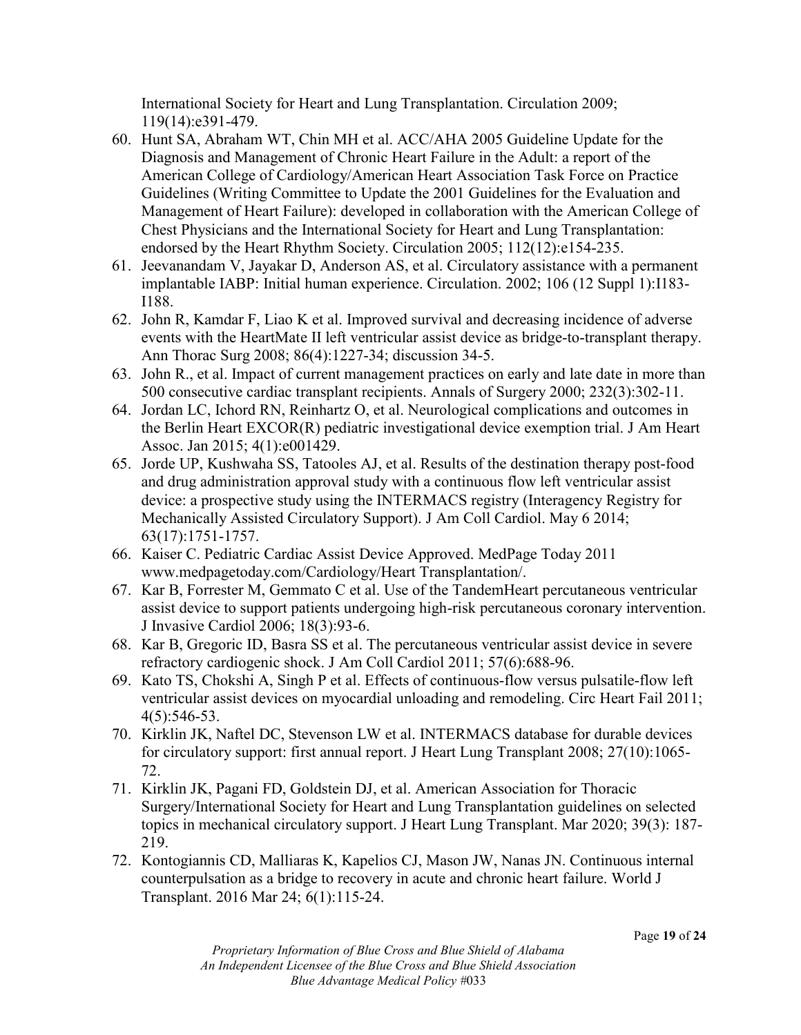International Society for Heart and Lung Transplantation. Circulation 2009; 119(14):e391-479.

60. Hunt SA, Abraham WT, Chin MH et al. ACC/AHA 2005 Guideline Update for the Diagnosis and Management of Chronic Heart Failure in the Adult: a report of the American College of Cardiology/American Heart Association Task Force on Practice Guidelines (Writing Committee to Update the 2001 Guidelines for the Evaluation and Management of Heart Failure): developed in collaboration with the American College of Chest Physicians and the International Society for Heart and Lung Transplantation: endorsed by the Heart Rhythm Society. Circulation 2005; 112(12):e154-235.
61. Jeevanandam V, Jayakar D, Anderson AS, et al. Circulatory assistance with a permanent implantable IABP: Initial human experience. Circulation. 2002; 106 (12 Suppl 1):I183-I188.
62. John R, Kamdar F, Liao K et al. Improved survival and decreasing incidence of adverse events with the HeartMate II left ventricular assist device as bridge-to-transplant therapy. Ann Thorac Surg 2008; 86(4):1227-34; discussion 34-5.
63. John R., et al. Impact of current management practices on early and late date in more than 500 consecutive cardiac transplant recipients. Annals of Surgery 2000; 232(3):302-11.
64. Jordan LC, Ichord RN, Reinhartz O, et al. Neurological complications and outcomes in the Berlin Heart EXCOR(R) pediatric investigational device exemption trial. J Am Heart Assoc. Jan 2015; 4(1):e001429.
65. Jorde UP, Kushwaha SS, Tatooles AJ, et al. Results of the destination therapy post-food and drug administration approval study with a continuous flow left ventricular assist device: a prospective study using the INTERMACS registry (Interagency Registry for Mechanically Assisted Circulatory Support). J Am Coll Cardiol. May 6 2014; 63(17):1751-1757.
66. Kaiser C. Pediatric Cardiac Assist Device Approved. MedPage Today 2011 www.medpagetoday.com/Cardiology/Heart Transplantation/.
67. Kar B, Forrester M, Gemmato C et al. Use of the TandemHeart percutaneous ventricular assist device to support patients undergoing high-risk percutaneous coronary intervention. J Invasive Cardiol 2006; 18(3):93-6.
68. Kar B, Gregoric ID, Basra SS et al. The percutaneous ventricular assist device in severe refractory cardiogenic shock. J Am Coll Cardiol 2011; 57(6):688-96.
69. Kato TS, Chokshi A, Singh P et al. Effects of continuous-flow versus pulsatile-flow left ventricular assist devices on myocardial unloading and remodeling. Circ Heart Fail 2011; 4(5):546-53.
70. Kirklin JK, Naftel DC, Stevenson LW et al. INTERMACS database for durable devices for circulatory support: first annual report. J Heart Lung Transplant 2008; 27(10):1065-72.
71. Kirklin JK, Pagani FD, Goldstein DJ, et al. American Association for Thoracic Surgery/International Society for Heart and Lung Transplantation guidelines on selected topics in mechanical circulatory support. J Heart Lung Transplant. Mar 2020; 39(3): 187-219.
72. Kontogiannis CD, Malliaras K, Kapelios CJ, Mason JW, Nanas JN. Continuous internal counterpulsation as a bridge to recovery in acute and chronic heart failure. World J Transplant. 2016 Mar 24; 6(1):115-24.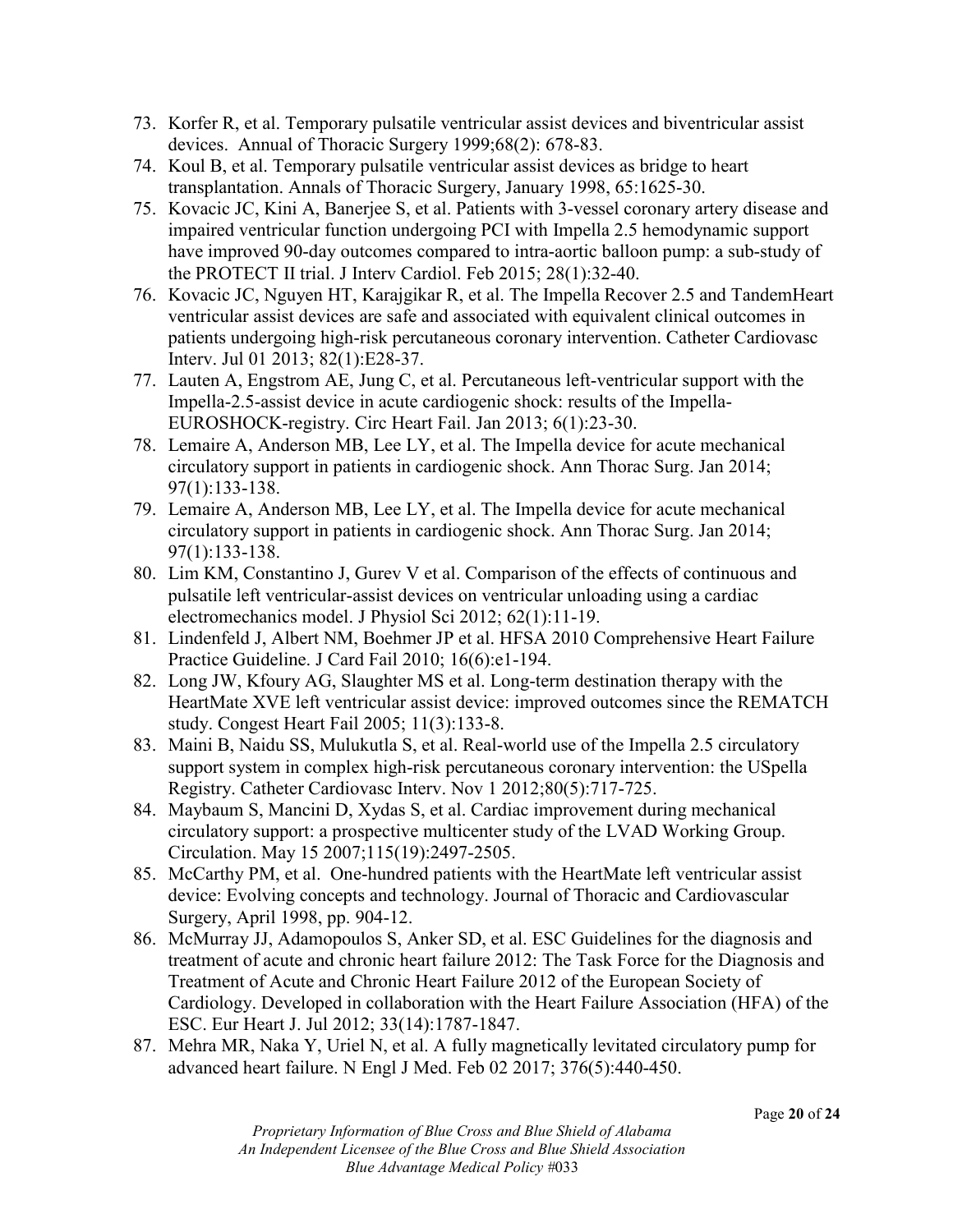73. Korfer R, et al. Temporary pulsatile ventricular assist devices and biventricular assist devices. Annual of Thoracic Surgery 1999;68(2): 678-83.
74. Koul B, et al. Temporary pulsatile ventricular assist devices as bridge to heart transplantation. Annals of Thoracic Surgery, January 1998, 65:1625-30.
75. Kovacic JC, Kini A, Banerjee S, et al. Patients with 3-vessel coronary artery disease and impaired ventricular function undergoing PCI with Impella 2.5 hemodynamic support have improved 90-day outcomes compared to intra-aortic balloon pump: a sub-study of the PROTECT II trial. J Interv Cardiol. Feb 2015; 28(1):32-40.
76. Kovacic JC, Nguyen HT, Karajgikar R, et al. The Impella Recover 2.5 and TandemHeart ventricular assist devices are safe and associated with equivalent clinical outcomes in patients undergoing high-risk percutaneous coronary intervention. Catheter Cardiovasc Interv. Jul 01 2013; 82(1):E28-37.
77. Lauten A, Engstrom AE, Jung C, et al. Percutaneous left-ventricular support with the Impella-2.5-assist device in acute cardiogenic shock: results of the Impella-EUROSHOCK-registry. Circ Heart Fail. Jan 2013; 6(1):23-30.
78. Lemaire A, Anderson MB, Lee LY, et al. The Impella device for acute mechanical circulatory support in patients in cardiogenic shock. Ann Thorac Surg. Jan 2014; 97(1):133-138.
79. Lemaire A, Anderson MB, Lee LY, et al. The Impella device for acute mechanical circulatory support in patients in cardiogenic shock. Ann Thorac Surg. Jan 2014; 97(1):133-138.
80. Lim KM, Constantino J, Gurev V et al. Comparison of the effects of continuous and pulsatile left ventricular-assist devices on ventricular unloading using a cardiac electromechanics model. J Physiol Sci 2012; 62(1):11-19.
81. Lindenfeld J, Albert NM, Boehmer JP et al. HFSA 2010 Comprehensive Heart Failure Practice Guideline. J Card Fail 2010; 16(6):e1-194.
82. Long JW, Kfoury AG, Slaughter MS et al. Long-term destination therapy with the HeartMate XVE left ventricular assist device: improved outcomes since the REMATCH study. Congest Heart Fail 2005; 11(3):133-8.
83. Maini B, Naidu SS, Mulukutla S, et al. Real-world use of the Impella 2.5 circulatory support system in complex high-risk percutaneous coronary intervention: the USpella Registry. Catheter Cardiovasc Interv. Nov 1 2012;80(5):717-725.
84. Maybaum S, Mancini D, Xydas S, et al. Cardiac improvement during mechanical circulatory support: a prospective multicenter study of the LVAD Working Group. Circulation. May 15 2007;115(19):2497-2505.
85. McCarthy PM, et al. One-hundred patients with the HeartMate left ventricular assist device: Evolving concepts and technology. Journal of Thoracic and Cardiovascular Surgery, April 1998, pp. 904-12.
86. McMurray JJ, Adamopoulos S, Anker SD, et al. ESC Guidelines for the diagnosis and treatment of acute and chronic heart failure 2012: The Task Force for the Diagnosis and Treatment of Acute and Chronic Heart Failure 2012 of the European Society of Cardiology. Developed in collaboration with the Heart Failure Association (HFA) of the ESC. Eur Heart J. Jul 2012; 33(14):1787-1847.
87. Mehra MR, Naka Y, Uriel N, et al. A fully magnetically levitated circulatory pump for advanced heart failure. N Engl J Med. Feb 02 2017; 376(5):440-450.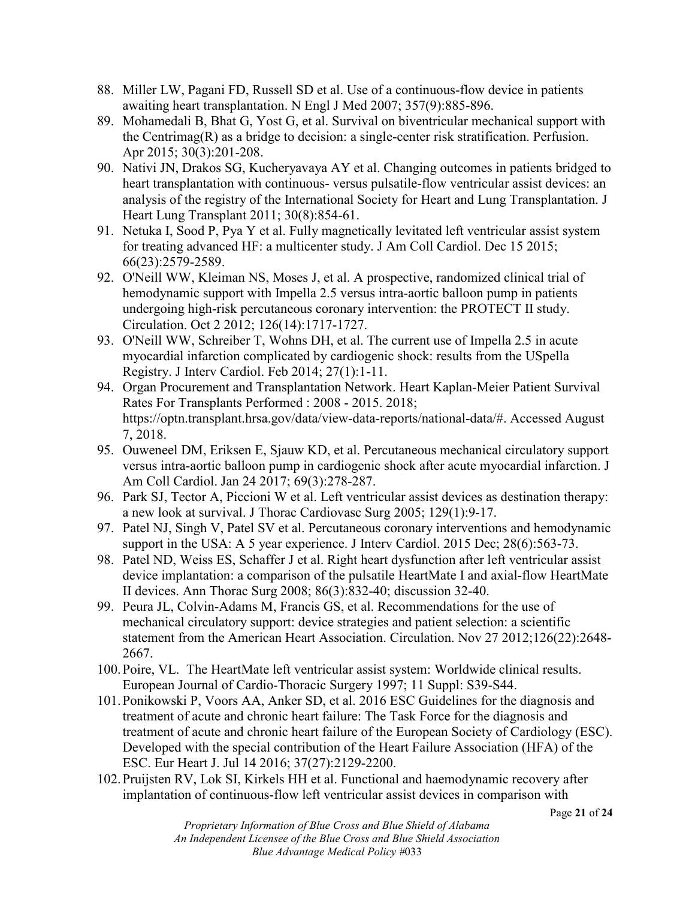88. Miller LW, Pagani FD, Russell SD et al. Use of a continuous-flow device in patients awaiting heart transplantation. N Engl J Med 2007; 357(9):885-896.
89. Mohamedali B, Bhat G, Yost G, et al. Survival on biventricular mechanical support with the Centrimag(R) as a bridge to decision: a single-center risk stratification. Perfusion. Apr 2015; 30(3):201-208.
90. Nativi JN, Drakos SG, Kucheryavaya AY et al. Changing outcomes in patients bridged to heart transplantation with continuous- versus pulsatile-flow ventricular assist devices: an analysis of the registry of the International Society for Heart and Lung Transplantation. J Heart Lung Transplant 2011; 30(8):854-61.
91. Netuka I, Sood P, Pya Y et al. Fully magnetically levitated left ventricular assist system for treating advanced HF: a multicenter study. J Am Coll Cardiol. Dec 15 2015; 66(23):2579-2589.
92. O'Neill WW, Kleiman NS, Moses J, et al. A prospective, randomized clinical trial of hemodynamic support with Impella 2.5 versus intra-aortic balloon pump in patients undergoing high-risk percutaneous coronary intervention: the PROTECT II study. Circulation. Oct 2 2012; 126(14):1717-1727.
93. O'Neill WW, Schreiber T, Wohns DH, et al. The current use of Impella 2.5 in acute myocardial infarction complicated by cardiogenic shock: results from the USpella Registry. J Interv Cardiol. Feb 2014; 27(1):1-11.
94. Organ Procurement and Transplantation Network. Heart Kaplan-Meier Patient Survival Rates For Transplants Performed : 2008 - 2015. 2018; https://optn.transplant.hrsa.gov/data/view-data-reports/national-data/#. Accessed August 7, 2018.
95. Ouweneel DM, Eriksen E, Sjauw KD, et al. Percutaneous mechanical circulatory support versus intra-aortic balloon pump in cardiogenic shock after acute myocardial infarction. J Am Coll Cardiol. Jan 24 2017; 69(3):278-287.
96. Park SJ, Tector A, Piccioni W et al. Left ventricular assist devices as destination therapy: a new look at survival. J Thorac Cardiovasc Surg 2005; 129(1):9-17.
97. Patel NJ, Singh V, Patel SV et al. Percutaneous coronary interventions and hemodynamic support in the USA: A 5 year experience. J Interv Cardiol. 2015 Dec; 28(6):563-73.
98. Patel ND, Weiss ES, Schaffer J et al. Right heart dysfunction after left ventricular assist device implantation: a comparison of the pulsatile HeartMate I and axial-flow HeartMate II devices. Ann Thorac Surg 2008; 86(3):832-40; discussion 32-40.
99. Peura JL, Colvin-Adams M, Francis GS, et al. Recommendations for the use of mechanical circulatory support: device strategies and patient selection: a scientific statement from the American Heart Association. Circulation. Nov 27 2012;126(22):2648-2667.
100. Poire, VL. The HeartMate left ventricular assist system: Worldwide clinical results. European Journal of Cardio-Thoracic Surgery 1997; 11 Suppl: S39-S44.
101. Ponikowski P, Voors AA, Anker SD, et al. 2016 ESC Guidelines for the diagnosis and treatment of acute and chronic heart failure: The Task Force for the diagnosis and treatment of acute and chronic heart failure of the European Society of Cardiology (ESC). Developed with the special contribution of the Heart Failure Association (HFA) of the ESC. Eur Heart J. Jul 14 2016; 37(27):2129-2200.
102. Pruijsten RV, Lok SI, Kirkels HH et al. Functional and haemodynamic recovery after implantation of continuous-flow left ventricular assist devices in comparison with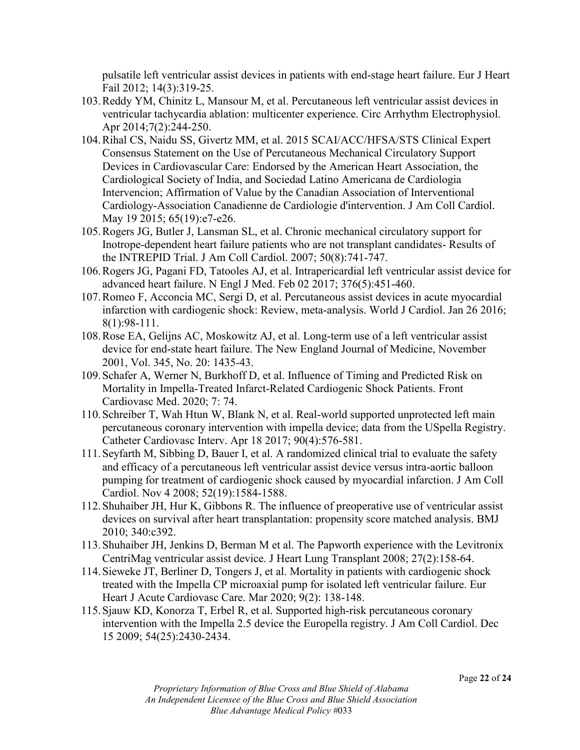pulsatile left ventricular assist devices in patients with end-stage heart failure. Eur J Heart Fail 2012; 14(3):319-25.

103. Reddy YM, Chinitz L, Mansour M, et al. Percutaneous left ventricular assist devices in ventricular tachycardia ablation: multicenter experience. Circ Arrhythm Electrophysiol. Apr 2014;7(2):244-250.
104. Rihal CS, Naidu SS, Givertz MM, et al. 2015 SCAI/ACC/HFSA/STS Clinical Expert Consensus Statement on the Use of Percutaneous Mechanical Circulatory Support Devices in Cardiovascular Care: Endorsed by the American Heart Association, the Cardiological Society of India, and Sociedad Latino Americana de Cardiologia Intervencion; Affirmation of Value by the Canadian Association of Interventional Cardiology-Association Canadienne de Cardiologie d'intervention. J Am Coll Cardiol. May 19 2015; 65(19):e7-e26.
105. Rogers JG, Butler J, Lansman SL, et al. Chronic mechanical circulatory support for Inotrope-dependent heart failure patients who are not transplant candidates- Results of the INTREPID Trial. J Am Coll Cardiol. 2007; 50(8):741-747.
106. Rogers JG, Pagani FD, Tatooles AJ, et al. Intrapericardial left ventricular assist device for advanced heart failure. N Engl J Med. Feb 02 2017; 376(5):451-460.
107. Romeo F, Acconcia MC, Sergi D, et al. Percutaneous assist devices in acute myocardial infarction with cardiogenic shock: Review, meta-analysis. World J Cardiol. Jan 26 2016; 8(1):98-111.
108. Rose EA, Gelijns AC, Moskowitz AJ, et al. Long-term use of a left ventricular assist device for end-state heart failure. The New England Journal of Medicine, November 2001, Vol. 345, No. 20: 1435-43.
109. Schafer A, Werner N, Burkhoff D, et al. Influence of Timing and Predicted Risk on Mortality in Impella-Treated Infarct-Related Cardiogenic Shock Patients. Front Cardiovasc Med. 2020; 7: 74.
110. Schreiber T, Wah Htun W, Blank N, et al. Real-world supported unprotected left main percutaneous coronary intervention with impella device; data from the USpella Registry. Catheter Cardiovasc Interv. Apr 18 2017; 90(4):576-581.
111. Seyfarth M, Sibbing D, Bauer I, et al. A randomized clinical trial to evaluate the safety and efficacy of a percutaneous left ventricular assist device versus intra-aortic balloon pumping for treatment of cardiogenic shock caused by myocardial infarction. J Am Coll Cardiol. Nov 4 2008; 52(19):1584-1588.
112. Shuhaiber JH, Hur K, Gibbons R. The influence of preoperative use of ventricular assist devices on survival after heart transplantation: propensity score matched analysis. BMJ 2010; 340:c392.
113. Shuhaiber JH, Jenkins D, Berman M et al. The Papworth experience with the Levitronix CentriMag ventricular assist device. J Heart Lung Transplant 2008; 27(2):158-64.
114. Sieweke JT, Berliner D, Tongers J, et al. Mortality in patients with cardiogenic shock treated with the Impella CP microaxial pump for isolated left ventricular failure. Eur Heart J Acute Cardiovasc Care. Mar 2020; 9(2): 138-148.
115. Sjauw KD, Konorza T, Erbel R, et al. Supported high-risk percutaneous coronary intervention with the Impella 2.5 device the Europella registry. J Am Coll Cardiol. Dec 15 2009; 54(25):2430-2434.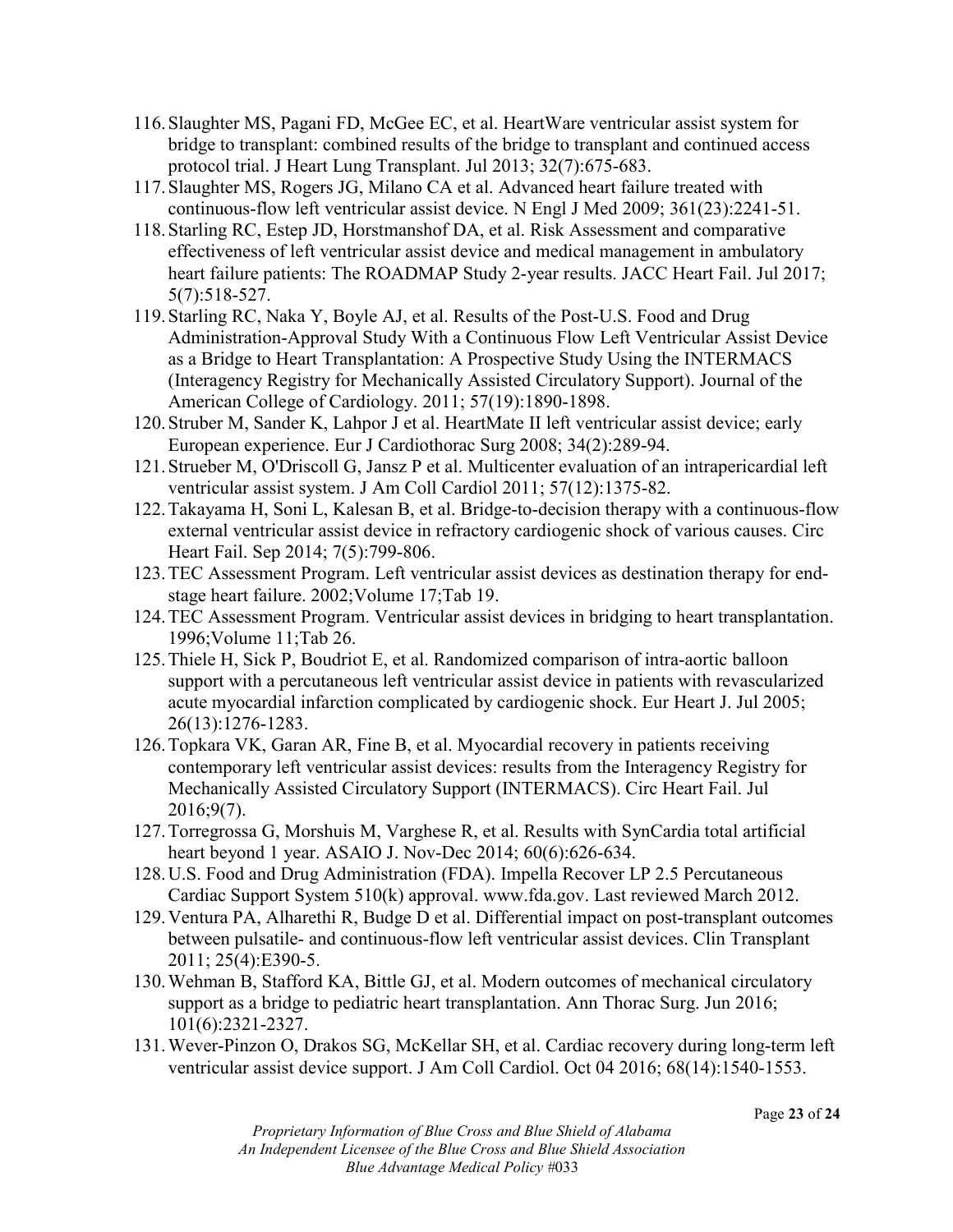116. Slaughter MS, Pagani FD, McGee EC, et al. HeartWare ventricular assist system for bridge to transplant: combined results of the bridge to transplant and continued access protocol trial. J Heart Lung Transplant. Jul 2013; 32(7):675-683.
117. Slaughter MS, Rogers JG, Milano CA et al. Advanced heart failure treated with continuous-flow left ventricular assist device. N Engl J Med 2009; 361(23):2241-51.
118. Starling RC, Estep JD, Horstmanshof DA, et al. Risk Assessment and comparative effectiveness of left ventricular assist device and medical management in ambulatory heart failure patients: The ROADMAP Study 2-year results. JACC Heart Fail. Jul 2017; 5(7):518-527.
119. Starling RC, Naka Y, Boyle AJ, et al. Results of the Post-U.S. Food and Drug Administration-Approval Study With a Continuous Flow Left Ventricular Assist Device as a Bridge to Heart Transplantation: A Prospective Study Using the INTERMACS (Interagency Registry for Mechanically Assisted Circulatory Support). Journal of the American College of Cardiology. 2011; 57(19):1890-1898.
120. Struber M, Sander K, Lahpor J et al. HeartMate II left ventricular assist device; early European experience. Eur J Cardiothorac Surg 2008; 34(2):289-94.
121. Strueber M, O'Driscoll G, Jansz P et al. Multicenter evaluation of an intrapericardial left ventricular assist system. J Am Coll Cardiol 2011; 57(12):1375-82.
122. Takayama H, Soni L, Kalesan B, et al. Bridge-to-decision therapy with a continuous-flow external ventricular assist device in refractory cardiogenic shock of various causes. Circ Heart Fail. Sep 2014; 7(5):799-806.
123. TEC Assessment Program. Left ventricular assist devices as destination therapy for end-stage heart failure. 2002;Volume 17;Tab 19.
124. TEC Assessment Program. Ventricular assist devices in bridging to heart transplantation. 1996;Volume 11;Tab 26.
125. Thiele H, Sick P, Boudriot E, et al. Randomized comparison of intra-aortic balloon support with a percutaneous left ventricular assist device in patients with revascularized acute myocardial infarction complicated by cardiogenic shock. Eur Heart J. Jul 2005; 26(13):1276-1283.
126. Topkara VK, Garan AR, Fine B, et al. Myocardial recovery in patients receiving contemporary left ventricular assist devices: results from the Interagency Registry for Mechanically Assisted Circulatory Support (INTERMACS). Circ Heart Fail. Jul 2016;9(7).
127. Torregrossa G, Morshuis M, Varghese R, et al. Results with SynCardia total artificial heart beyond 1 year. ASAIO J. Nov-Dec 2014; 60(6):626-634.
128. U.S. Food and Drug Administration (FDA). Impella Recover LP 2.5 Percutaneous Cardiac Support System 510(k) approval. www.fda.gov. Last reviewed March 2012.
129. Ventura PA, Alharethi R, Budge D et al. Differential impact on post-transplant outcomes between pulsatile- and continuous-flow left ventricular assist devices. Clin Transplant 2011; 25(4):E390-5.
130. Wehman B, Stafford KA, Bittle GJ, et al. Modern outcomes of mechanical circulatory support as a bridge to pediatric heart transplantation. Ann Thorac Surg. Jun 2016; 101(6):2321-2327.
131. Wever-Pinzon O, Drakos SG, McKellar SH, et al. Cardiac recovery during long-term left ventricular assist device support. J Am Coll Cardiol. Oct 04 2016; 68(14):1540-1553.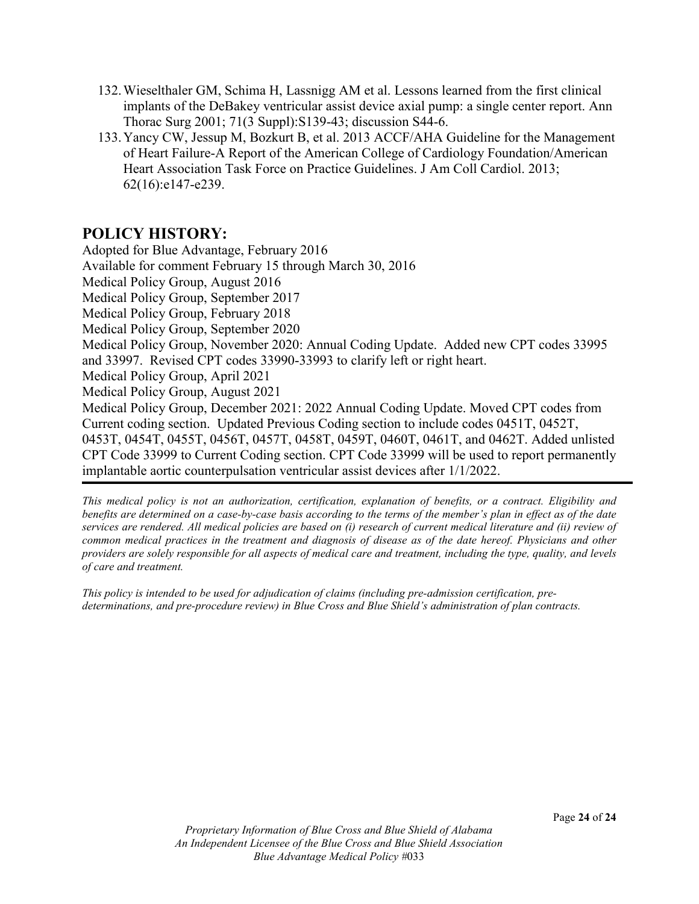132. Wieselthaler GM, Schima H, Lassnigg AM et al. Lessons learned from the first clinical implants of the DeBakey ventricular assist device axial pump: a single center report. Ann Thorac Surg 2001; 71(3 Suppl):S139-43; discussion S44-6.
133. Yancy CW, Jessup M, Bozkurt B, et al. 2013 ACCF/AHA Guideline for the Management of Heart Failure-A Report of the American College of Cardiology Foundation/American Heart Association Task Force on Practice Guidelines. J Am Coll Cardiol. 2013; 62(16):e147-e239.

## POLICY HISTORY:

Adopted for Blue Advantage, February 2016
Available for comment February 15 through March 30, 2016
Medical Policy Group, August 2016
Medical Policy Group, September 2017
Medical Policy Group, February 2018
Medical Policy Group, September 2020
Medical Policy Group, November 2020: Annual Coding Update. Added new CPT codes 33995 and 33997. Revised CPT codes 33990-33993 to clarify left or right heart.
Medical Policy Group, April 2021
Medical Policy Group, August 2021
Medical Policy Group, December 2021: 2022 Annual Coding Update. Moved CPT codes from Current coding section. Updated Previous Coding section to include codes 0451T, 0452T, 0453T, 0454T, 0455T, 0456T, 0457T, 0458T, 0459T, 0460T, 0461T, and 0462T. Added unlisted CPT Code 33999 to Current Coding section. CPT Code 33999 will be used to report permanently implantable aortic counterpulsation ventricular assist devices after 1/1/2022.

---

*This medical policy is not an authorization, certification, explanation of benefits, or a contract. Eligibility and benefits are determined on a case-by-case basis according to the terms of the member's plan in effect as of the date services are rendered. All medical policies are based on (i) research of current medical literature and (ii) review of common medical practices in the treatment and diagnosis of disease as of the date hereof. Physicians and other providers are solely responsible for all aspects of medical care and treatment, including the type, quality, and levels of care and treatment.*

*This policy is intended to be used for adjudication of claims (including pre-admission certification, pre-determinations, and pre-procedure review) in Blue Cross and Blue Shield's administration of plan contracts.*